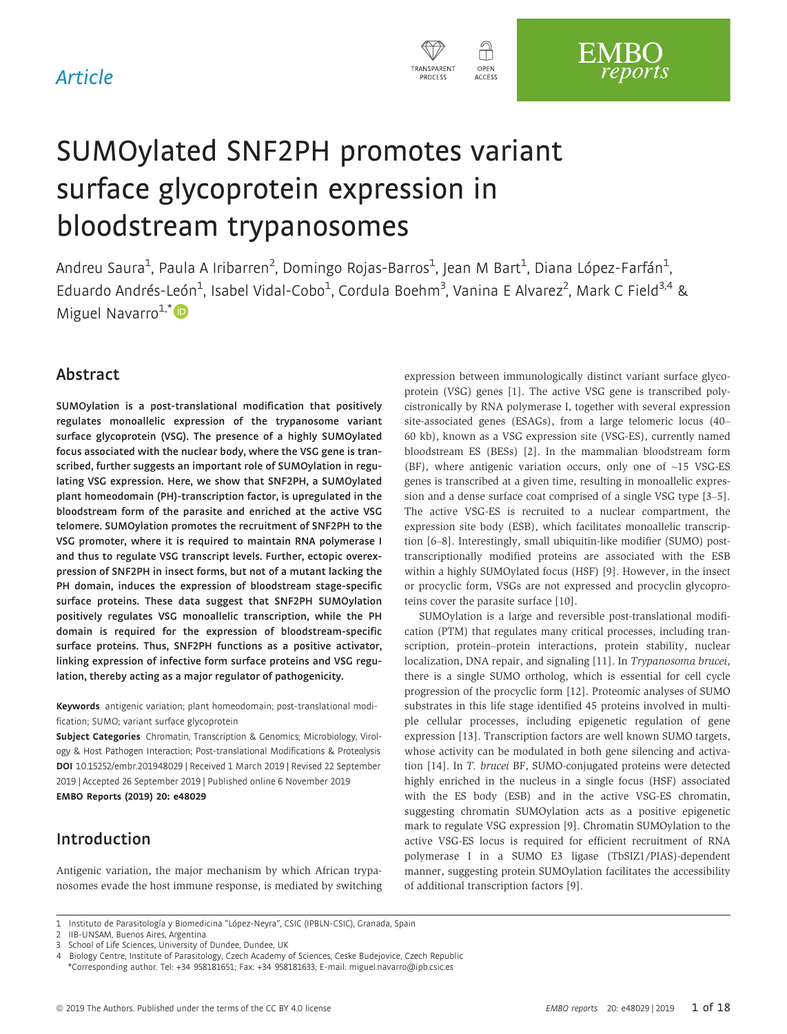Article

# SUMOylated SNF2PH promotes variant surface glycoprotein expression in bloodstream trypanosomes

Andreu Saura[1], Paula A Iribarren[2], Domingo Rojas-Barros[1], Jean M Bart[1], Diana López-Farfán[1], Eduardo Andrés-León[1], Isabel Vidal-Cobo[1], Cordula Boehm[3], Vanina E Alvarez[2], Mark C Field[3,4] & Miguel Navarro[1,*]

## Abstract

**SUMOylation is a post-translational modification that positively regulates monoallelic expression of the trypanosome variant surface glycoprotein (VSG). The presence of a highly SUMOylated focus associated with the nuclear body, where the VSG gene is transcribed, further suggests an important role of SUMOylation in regulating VSG expression. Here, we show that SNF2PH, a SUMOylated plant homeodomain (PH)-transcription factor, is upregulated in the bloodstream form of the parasite and enriched at the active VSG telomere. SUMOylation promotes the recruitment of SNF2PH to the VSG promoter, where it is required to maintain RNA polymerase I and thus to regulate VSG transcript levels. Further, ectopic overexpression of SNF2PH in insect forms, but not of a mutant lacking the PH domain, induces the expression of bloodstream stage-specific surface proteins. These data suggest that SNF2PH SUMOylation positively regulates VSG monoallelic transcription, while the PH domain is required for the expression of bloodstream-specific surface proteins. Thus, SNF2PH functions as a positive activator, linking expression of infective form surface proteins and VSG regulation, thereby acting as a major regulator of pathogenicity.**

**Keywords** antigenic variation; plant homeodomain; post-translational modification; SUMO; variant surface glycoprotein

**Subject Categories** Chromatin, Transcription & Genomics; Microbiology, Virology & Host Pathogen Interaction; Post-translational Modifications & Proteolysis

**DOI** 10.15252/embr.201948029 | Received 1 March 2019 | Revised 22 September 2019 | Accepted 26 September 2019 | Published online 6 November 2019

**EMBO Reports (2019) 20: e48029**

## Introduction

Antigenic variation, the major mechanism by which African trypanosomes evade the host immune response, is mediated by switching expression between immunologically distinct variant surface glycoprotein (VSG) genes [1]. The active VSG gene is transcribed polycistronically by RNA polymerase I, together with several expression site-associated genes (ESAGs), from a large telomeric locus (40–60 kb), known as a VSG expression site (VSG-ES), currently named bloodstream ES (BESs) [2]. In the mammalian bloodstream form (BF), where antigenic variation occurs, only one of ~15 VSG-ES genes is transcribed at a given time, resulting in monoallelic expression and a dense surface coat comprised of a single VSG type [3–5]. The active VSG-ES is recruited to a nuclear compartment, the expression site body (ESB), which facilitates monoallelic transcription [6–8]. Interestingly, small ubiquitin-like modifier (SUMO) post-transcriptionally modified proteins are associated with the ESB within a highly SUMOylated focus (HSF) [9]. However, in the insect or procyclic form, VSGs are not expressed and procyclin glycoproteins cover the parasite surface [10].

SUMOylation is a large and reversible post-translational modification (PTM) that regulates many critical processes, including transcription, protein–protein interactions, protein stability, nuclear localization, DNA repair, and signaling [11]. In *Trypanosoma brucei*, there is a single SUMO ortholog, which is essential for cell cycle progression of the procyclic form [12]. Proteomic analyses of SUMO substrates in this life stage identified 45 proteins involved in multiple cellular processes, including epigenetic regulation of gene expression [13]. Transcription factors are well known SUMO targets, whose activity can be modulated in both gene silencing and activation [14]. In *T. brucei* BF, SUMO-conjugated proteins were detected highly enriched in the nucleus in a single focus (HSF) associated with the ES body (ESB) and in the active VSG-ES chromatin, suggesting chromatin SUMOylation acts as a positive epigenetic mark to regulate VSG expression [9]. Chromatin SUMOylation to the active VSG-ES locus is required for efficient recruitment of RNA polymerase I in a SUMO E3 ligase (TbSIZ1/PIAS)-dependent manner, suggesting protein SUMOylation facilitates the accessibility of additional transcription factors [9].

1 Instituto de Parasitología y Biomedicina "López-Neyra", CSIC (IPBLN-CSIC), Granada, Spain
2 IIB-UNSAM, Buenos Aires, Argentina
3 School of Life Sciences, University of Dundee, Dundee, UK
4 Biology Centre, Institute of Parasitology, Czech Academy of Sciences, Ceske Budejovice, Czech Republic
*Corresponding author. Tel: +34 958181651; Fax: +34 958181633; E-mail: miguel.navarro@ipb.csic.es

© 2019 The Authors. Published under the terms of the CC BY 4.0 license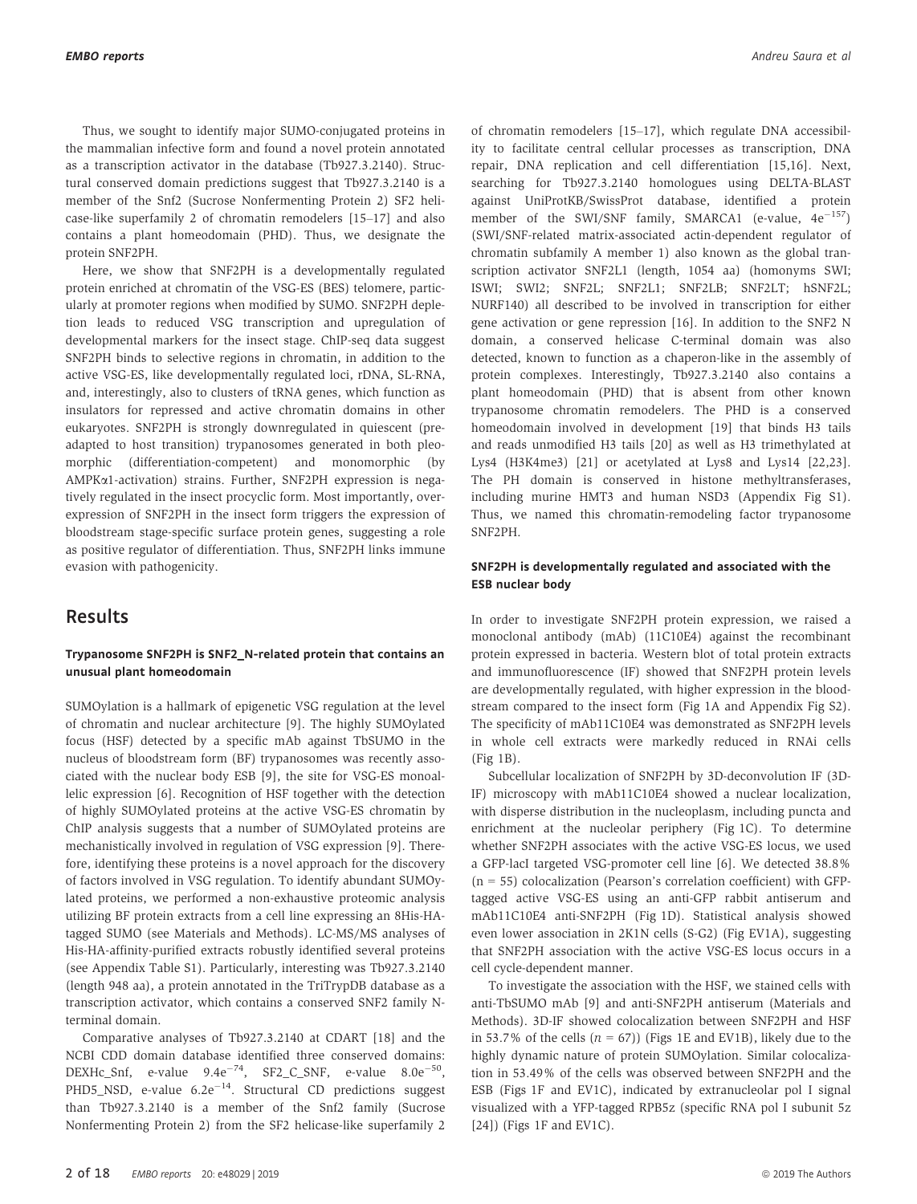Thus, we sought to identify major SUMO-conjugated proteins in the mammalian infective form and found a novel protein annotated as a transcription activator in the database (Tb927.3.2140). Structural conserved domain predictions suggest that Tb927.3.2140 is a member of the Snf2 (Sucrose Nonfermenting Protein 2) SF2 helicase-like superfamily 2 of chromatin remodelers [15–17] and also contains a plant homeodomain (PHD). Thus, we designate the protein SNF2PH.

Here, we show that SNF2PH is a developmentally regulated protein enriched at chromatin of the VSG-ES (BES) telomere, particularly at promoter regions when modified by SUMO. SNF2PH depletion leads to reduced VSG transcription and upregulation of developmental markers for the insect stage. ChIP-seq data suggest SNF2PH binds to selective regions in chromatin, in addition to the active VSG-ES, like developmentally regulated loci, rDNA, SL-RNA, and, interestingly, also to clusters of tRNA genes, which function as insulators for repressed and active chromatin domains in other eukaryotes. SNF2PH is strongly downregulated in quiescent (pre-adapted to host transition) trypanosomes generated in both pleomorphic (differentiation-competent) and monomorphic (by AMPKα1-activation) strains. Further, SNF2PH expression is negatively regulated in the insect procyclic form. Most importantly, overexpression of SNF2PH in the insect form triggers the expression of bloodstream stage-specific surface protein genes, suggesting a role as positive regulator of differentiation. Thus, SNF2PH links immune evasion with pathogenicity.

# Results

### Trypanosome SNF2PH is SNF2_N-related protein that contains an unusual plant homeodomain

SUMOylation is a hallmark of epigenetic VSG regulation at the level of chromatin and nuclear architecture [9]. The highly SUMOylated focus (HSF) detected by a specific mAb against TbSUMO in the nucleus of bloodstream form (BF) trypanosomes was recently associated with the nuclear body ESB [9], the site for VSG-ES monoallelic expression [6]. Recognition of HSF together with the detection of highly SUMOylated proteins at the active VSG-ES chromatin by ChIP analysis suggests that a number of SUMOylated proteins are mechanistically involved in regulation of VSG expression [9]. Therefore, identifying these proteins is a novel approach for the discovery of factors involved in VSG regulation. To identify abundant SUMOylated proteins, we performed a non-exhaustive proteomic analysis utilizing BF protein extracts from a cell line expressing an 8His-HA-tagged SUMO (see Materials and Methods). LC-MS/MS analyses of His-HA-affinity-purified extracts robustly identified several proteins (see Appendix Table S1). Particularly, interesting was Tb927.3.2140 (length 948 aa), a protein annotated in the TriTrypDB database as a transcription activator, which contains a conserved SNF2 family N-terminal domain.

Comparative analyses of Tb927.3.2140 at CDART [18] and the NCBI CDD domain database identified three conserved domains: DEXHc_Snf, e-value $9.4e^{-74}$, SF2_C_SNF, e-value $8.0e^{-50}$, PHD5_NSD, e-value $6.2e^{-14}$. Structural CD predictions suggest than Tb927.3.2140 is a member of the Snf2 family (Sucrose Nonfermenting Protein 2) from the SF2 helicase-like superfamily 2 of chromatin remodelers [15–17], which regulate DNA accessibility to facilitate central cellular processes as transcription, DNA repair, DNA replication and cell differentiation [15,16]. Next, searching for Tb927.3.2140 homologues using DELTA-BLAST against UniProtKB/SwissProt database, identified a protein member of the SWI/SNF family, SMARCA1 (e-value, $4e^{-157}$) (SWI/SNF-related matrix-associated actin-dependent regulator of chromatin subfamily A member 1) also known as the global transcription activator SNF2L1 (length, 1054 aa) (homonyms SWI; ISWI; SWI2; SNF2L; SNF2L1; SNF2LB; SNF2LT; hSNF2L; NURF140) all described to be involved in transcription for either gene activation or gene repression [16]. In addition to the SNF2 N domain, a conserved helicase C-terminal domain was also detected, known to function as a chaperon-like in the assembly of protein complexes. Interestingly, Tb927.3.2140 also contains a plant homeodomain (PHD) that is absent from other known trypanosome chromatin remodelers. The PHD is a conserved homeodomain involved in development [19] that binds H3 tails and reads unmodified H3 tails [20] as well as H3 trimethylated at Lys4 (H3K4me3) [21] or acetylated at Lys8 and Lys14 [22,23]. The PH domain is conserved in histone methyltransferases, including murine HMT3 and human NSD3 (Appendix Fig S1). Thus, we named this chromatin-remodeling factor trypanosome SNF2PH.

### SNF2PH is developmentally regulated and associated with the ESB nuclear body

In order to investigate SNF2PH protein expression, we raised a monoclonal antibody (mAb) (11C10E4) against the recombinant protein expressed in bacteria. Western blot of total protein extracts and immunofluorescence (IF) showed that SNF2PH protein levels are developmentally regulated, with higher expression in the bloodstream compared to the insect form (Fig 1A and Appendix Fig S2). The specificity of mAb11C10E4 was demonstrated as SNF2PH levels in whole cell extracts were markedly reduced in RNAi cells (Fig 1B).

Subcellular localization of SNF2PH by 3D-deconvolution IF (3D-IF) microscopy with mAb11C10E4 showed a nuclear localization, with disperse distribution in the nucleoplasm, including puncta and enrichment at the nucleolar periphery (Fig 1C). To determine whether SNF2PH associates with the active VSG-ES locus, we used a GFP-lacI targeted VSG-promoter cell line [6]. We detected 38.8% ($n = 55$) colocalization (Pearson's correlation coefficient) with GFP-tagged active VSG-ES using an anti-GFP rabbit antiserum and mAb11C10E4 anti-SNF2PH (Fig 1D). Statistical analysis showed even lower association in 2K1N cells (S-G2) (Fig EV1A), suggesting that SNF2PH association with the active VSG-ES locus occurs in a cell cycle-dependent manner.

To investigate the association with the HSF, we stained cells with anti-TbSUMO mAb [9] and anti-SNF2PH antiserum (Materials and Methods). 3D-IF showed colocalization between SNF2PH and HSF in 53.7% of the cells ($n = 67$)) (Figs 1E and EV1B), likely due to the highly dynamic nature of protein SUMOylation. Similar colocalization in 53.49% of the cells was observed between SNF2PH and the ESB (Figs 1F and EV1C), indicated by extranucleolar pol I signal visualized with a YFP-tagged RPB5z (specific RNA pol I subunit 5z [24]) (Figs 1F and EV1C).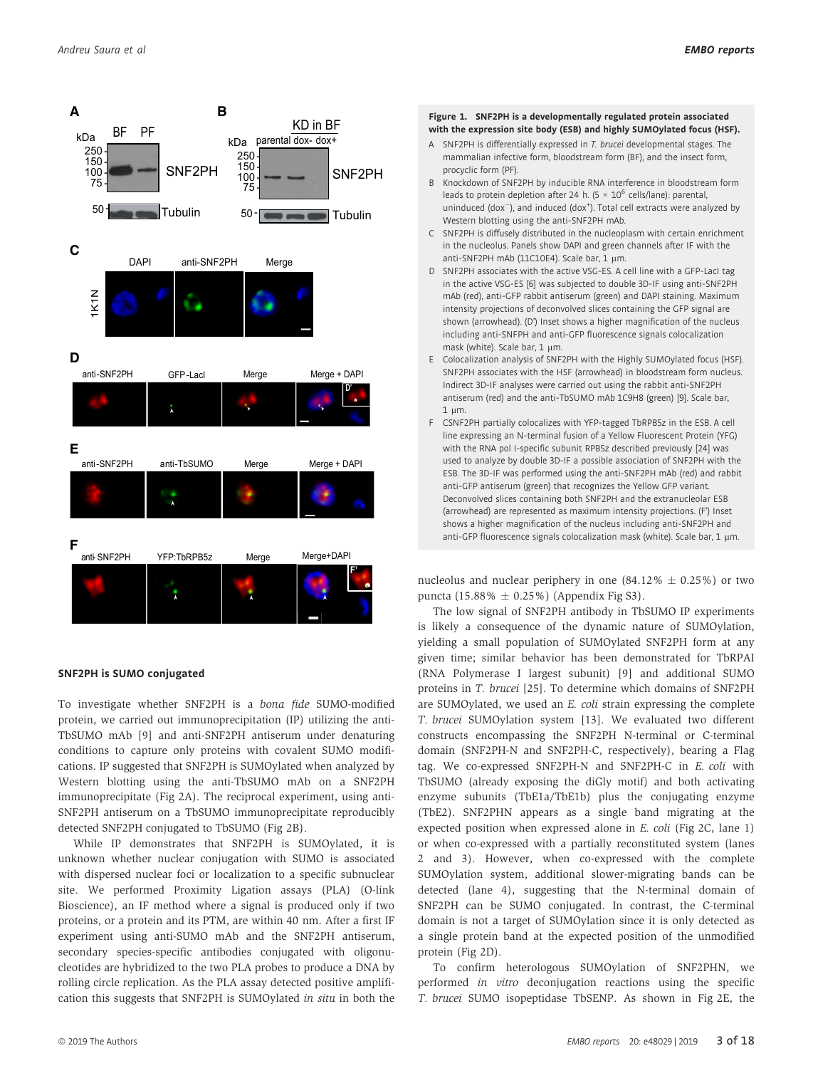**Figure 1. SNF2PH is a developmentally regulated protein associated with the expression site body (ESB) and highly SUMOylated focus (HSF).**

A SNF2PH is differentially expressed in *T. brucei* developmental stages. The mammalian infective form, bloodstream form (BF), and the insect form, procyclic form (PF).

B Knockdown of SNF2PH by inducible RNA interference in bloodstream form leads to protein depletion after 24 h. ($5 \times 10^6$ cells/lane): parental, uninduced (dox$^-$), and induced (dox$^+$). Total cell extracts were analyzed by Western blotting using the anti-SNF2PH mAb.

C SNF2PH is diffusely distributed in the nucleoplasm with certain enrichment in the nucleolus. Panels show DAPI and green channels after IF with the anti-SNF2PH mAb (11C10E4). Scale bar, 1 μm.

D SNF2PH associates with the active VSG-ES. A cell line with a GFP-LacI tag in the active VSG-ES [6] was subjected to double 3D-IF using anti-SNF2PH mAb (red), anti-GFP rabbit antiserum (green) and DAPI staining. Maximum intensity projections of deconvolved slices containing the GFP signal are shown (arrowhead). (D') Inset shows a higher magnification of the nucleus including anti-SNFPH and anti-GFP fluorescence signals colocalization mask (white). Scale bar, 1 μm.

E Colocalization analysis of SNF2PH with the Highly SUMOylated focus (HSF). SNF2PH associates with the HSF (arrowhead) in bloodstream form nucleus. Indirect 3D-IF analyses were carried out using the rabbit anti-SNF2PH antiserum (red) and the anti-TbSUMO mAb 1C9H8 (green) [9]. Scale bar, 1 μm.

F CSNF2PH partially colocalizes with YFP-tagged TbRPB5z in the ESB. A cell line expressing an N-terminal fusion of a Yellow Fluorescent Protein (YFG) with the RNA pol I-specific subunit RPB5z described previously [24] was used to analyze by double 3D-IF a possible association of SNF2PH with the ESB. The 3D-IF was performed using the anti-SNF2PH mAb (red) and rabbit anti-GFP antiserum (green) that recognizes the Yellow GFP variant. Deconvolved slices containing both SNF2PH and the extranucleolar ESB (arrowhead) are represented as maximum intensity projections. (F') Inset shows a higher magnification of the nucleus including anti-SNF2PH and anti-GFP fluorescence signals colocalization mask (white). Scale bar, 1 μm.

### SNF2PH is SUMO conjugated

To investigate whether SNF2PH is a *bona fide* SUMO-modified protein, we carried out immunoprecipitation (IP) utilizing the anti-TbSUMO mAb [9] and anti-SNF2PH antiserum under denaturing conditions to capture only proteins with covalent SUMO modifications. IP suggested that SNF2PH is SUMOylated when analyzed by Western blotting using the anti-TbSUMO mAb on a SNF2PH immunoprecipitate (Fig 2A). The reciprocal experiment, using anti-SNF2PH antiserum on a TbSUMO immunoprecipitate reproducibly detected SNF2PH conjugated to TbSUMO (Fig 2B).

While IP demonstrates that SNF2PH is SUMOylated, it is unknown whether nuclear conjugation with SUMO is associated with dispersed nuclear foci or localization to a specific subnuclear site. We performed Proximity Ligation assays (PLA) (O-link Bioscience), an IF method where a signal is produced only if two proteins, or a protein and its PTM, are within 40 nm. After a first IF experiment using anti-SUMO mAb and the SNF2PH antiserum, secondary species-specific antibodies conjugated with oligonucleotides are hybridized to the two PLA probes to produce a DNA by rolling circle replication. As the PLA assay detected positive amplification this suggests that SNF2PH is SUMOylated *in situ* in both the nucleolus and nuclear periphery in one (84.12% ± 0.25%) or two puncta (15.88% ± 0.25%) (Appendix Fig S3).

The low signal of SNF2PH antibody in TbSUMO IP experiments is likely a consequence of the dynamic nature of SUMOylation, yielding a small population of SUMOylated SNF2PH form at any given time; similar behavior has been demonstrated for TbRPAI (RNA Polymerase I largest subunit) [9] and additional SUMO proteins in *T. brucei* [25]. To determine which domains of SNF2PH are SUMOylated, we used an *E. coli* strain expressing the complete *T. brucei* SUMOylation system [13]. We evaluated two different constructs encompassing the SNF2PH N-terminal or C-terminal domain (SNF2PH-N and SNF2PH-C, respectively), bearing a Flag tag. We co-expressed SNF2PH-N and SNF2PH-C in *E. coli* with TbSUMO (already exposing the diGly motif) and both activating enzyme subunits (TbE1a/TbE1b) plus the conjugating enzyme (TbE2). SNF2PHN appears as a single band migrating at the expected position when expressed alone in *E. coli* (Fig 2C, lane 1) or when co-expressed with a partially reconstituted system (lanes 2 and 3). However, when co-expressed with the complete SUMOylation system, additional slower-migrating bands can be detected (lane 4), suggesting that the N-terminal domain of SNF2PH can be SUMO conjugated. In contrast, the C-terminal domain is not a target of SUMOylation since it is only detected as a single protein band at the expected position of the unmodified protein (Fig 2D).

To confirm heterologous SUMOylation of SNF2PHN, we performed *in vitro* deconjugation reactions using the specific *T. brucei* SUMO isopeptidase TbSENP. As shown in Fig 2E, the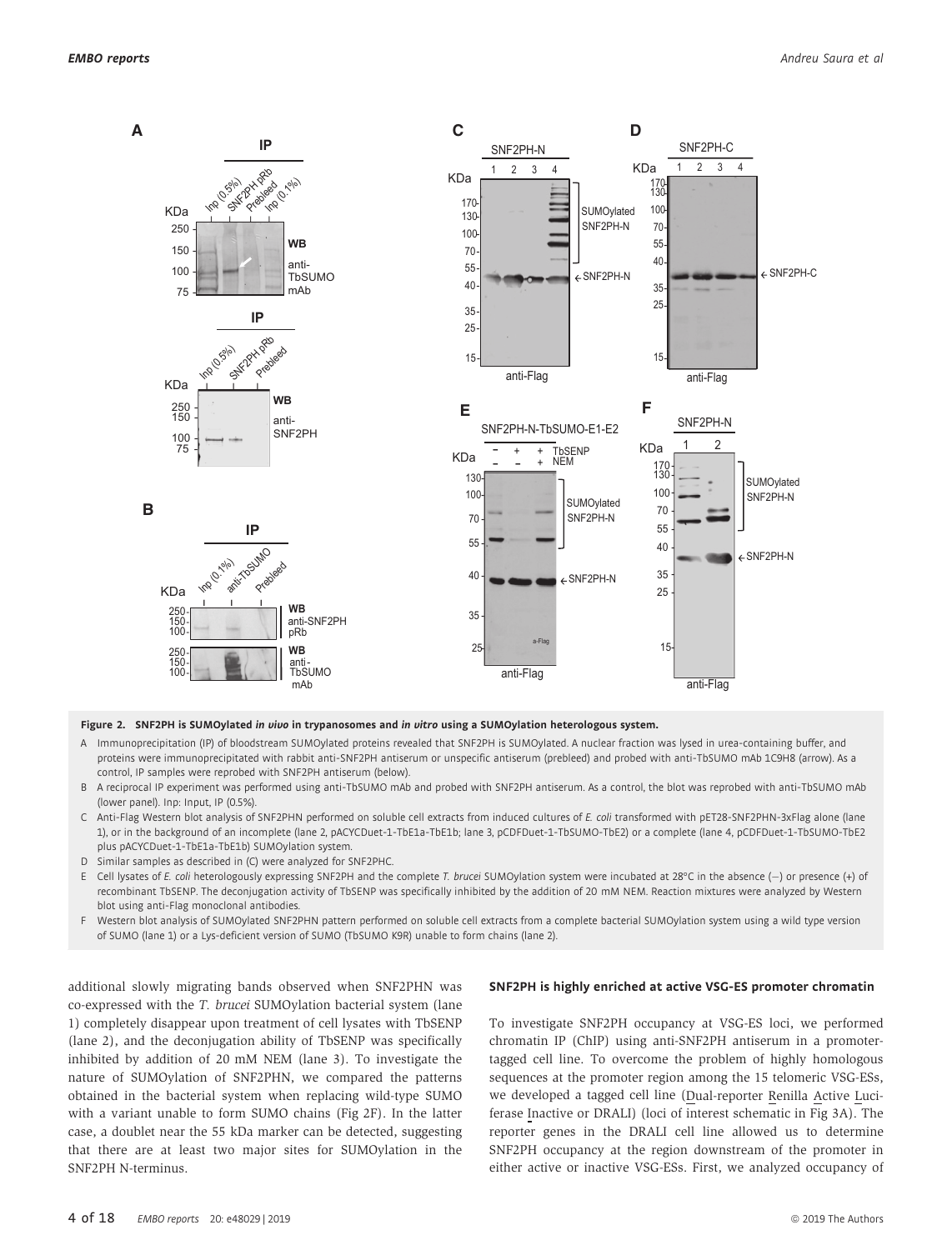**Figure 2. SNF2PH is SUMOylated *in vivo* in trypanosomes and *in vitro* using a SUMOylation heterologous system.**

A Immunoprecipitation (IP) of bloodstream SUMOylated proteins revealed that SNF2PH is SUMOylated. A nuclear fraction was lysed in urea-containing buffer, and proteins were immunoprecipitated with rabbit anti-SNF2PH antiserum or unspecific antiserum (prebleed) and probed with anti-TbSUMO mAb 1C9H8 (arrow). As a control, IP samples were reprobed with SNF2PH antiserum (below).

B A reciprocal IP experiment was performed using anti-TbSUMO mAb and probed with SNF2PH antiserum. As a control, the blot was reprobed with anti-TbSUMO mAb (lower panel). Inp: Input, IP (0.5%).

C Anti-Flag Western blot analysis of SNF2PHN performed on soluble cell extracts from induced cultures of *E. coli* transformed with pET28-SNF2PHN-3xFlag alone (lane 1), or in the background of an incomplete (lane 2, pACYCDuet-1-TbE1a-TbE1b; lane 3, pCDFDuet-1-TbSUMO-TbE2) or a complete (lane 4, pCDFDuet-1-TbSUMO-TbE2 plus pACYCDuet-1-TbE1a-TbE1b) SUMOylation system.

D Similar samples as described in (C) were analyzed for SNF2PHC.

E Cell lysates of *E. coli* heterologously expressing SNF2PH and the complete *T. brucei* SUMOylation system were incubated at 28°C in the absence (−) or presence (+) of recombinant TbSENP. The deconjugation activity of TbSENP was specifically inhibited by the addition of 20 mM NEM. Reaction mixtures were analyzed by Western blot using anti-Flag monoclonal antibodies.

F Western blot analysis of SUMOylated SNF2PHN pattern performed on soluble cell extracts from a complete bacterial SUMOylation system using a wild type version of SUMO (lane 1) or a Lys-deficient version of SUMO (TbSUMO K9R) unable to form chains (lane 2).

additional slowly migrating bands observed when SNF2PHN was co-expressed with the *T. brucei* SUMOylation bacterial system (lane 1) completely disappear upon treatment of cell lysates with TbSENP (lane 2), and the deconjugation ability of TbSENP was specifically inhibited by addition of 20 mM NEM (lane 3). To investigate the nature of SUMOylation of SNF2PHN, we compared the patterns obtained in the bacterial system when replacing wild-type SUMO with a variant unable to form SUMO chains (Fig 2F). In the latter case, a doublet near the 55 kDa marker can be detected, suggesting that there are at least two major sites for SUMOylation in the SNF2PH N-terminus.

### SNF2PH is highly enriched at active VSG-ES promoter chromatin

To investigate SNF2PH occupancy at VSG-ES loci, we performed chromatin IP (ChIP) using anti-SNF2PH antiserum in a promoter-tagged cell line. To overcome the problem of highly homologous sequences at the promoter region among the 15 telomeric VSG-ESs, we developed a tagged cell line (Dual-reporter Renilla Active Luciferase Inactive or DRALI) (loci of interest schematic in Fig 3A). The reporter genes in the DRALI cell line allowed us to determine SNF2PH occupancy at the region downstream of the promoter in either active or inactive VSG-ESs. First, we analyzed occupancy of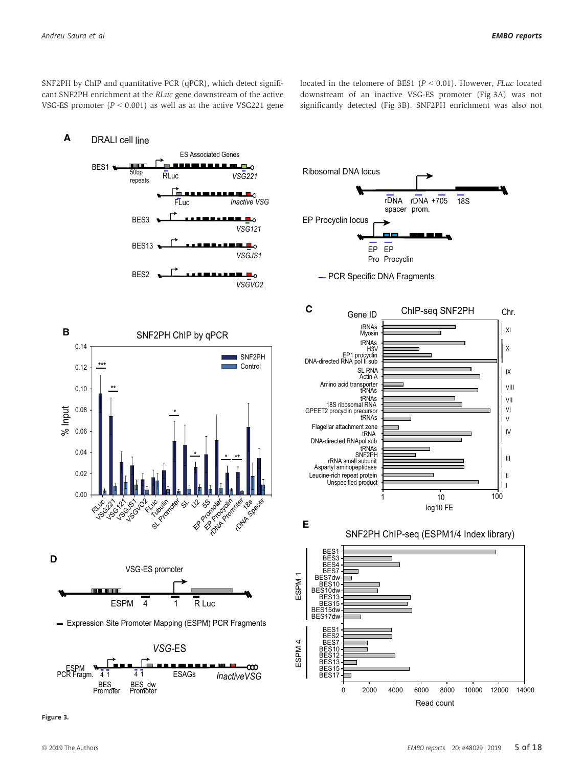SNF2PH by ChIP and quantitative PCR (qPCR), which detect significant SNF2PH enrichment at the *RLuc* gene downstream of the active VSG-ES promoter ($P < 0.001$) as well as at the active VSG221 gene located in the telomere of BES1 ($P < 0.01$). However, *FLuc* located downstream of an inactive VSG-ES promoter (Fig 3A) was not significantly detected (Fig 3B). SNF2PH enrichment was also not

**Figure 3.**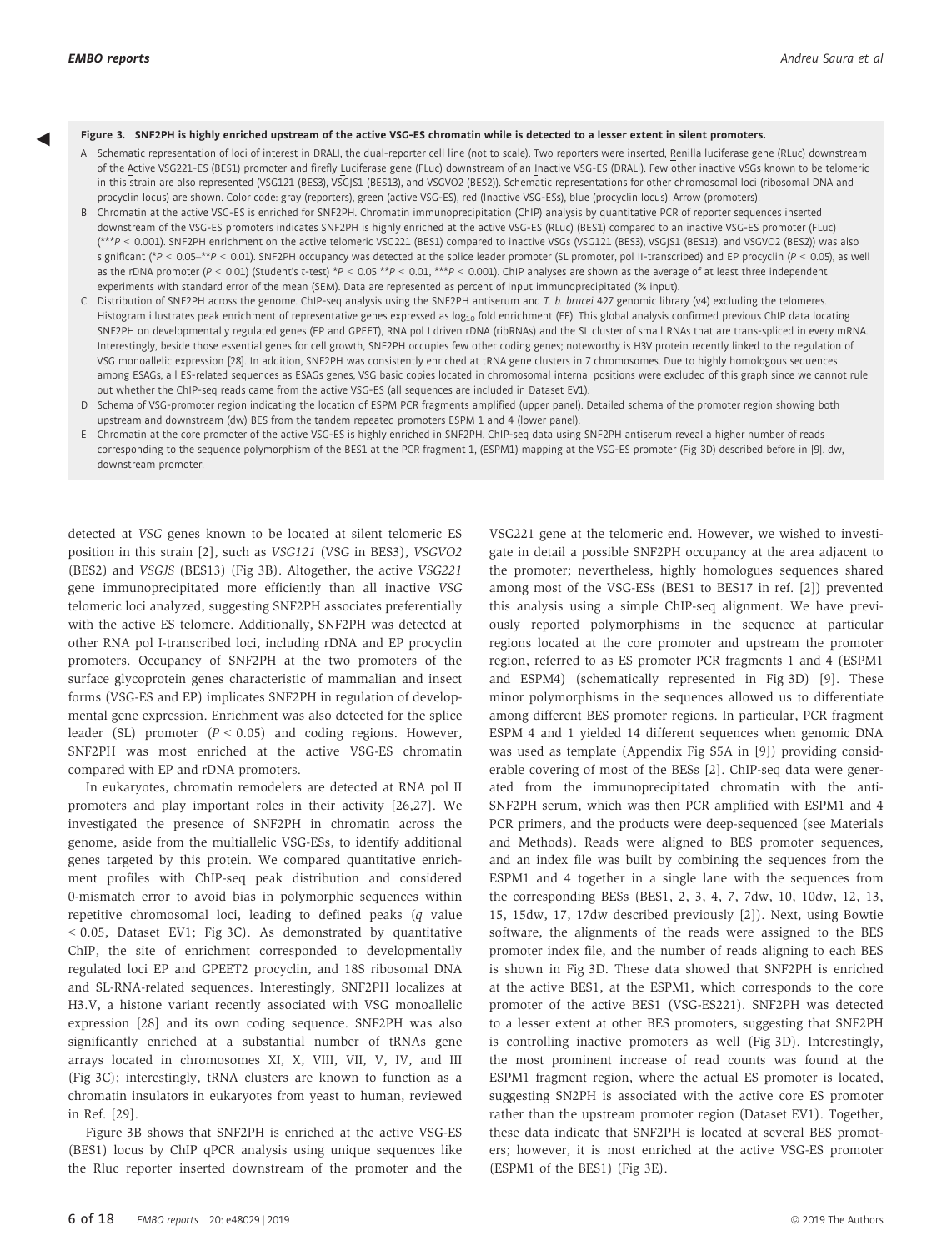**Figure 3. SNF2PH is highly enriched upstream of the active VSG-ES chromatin while is detected to a lesser extent in silent promoters.**

A Schematic representation of loci of interest in DRALI, the dual-reporter cell line (not to scale). Two reporters were inserted, Renilla luciferase gene (RLuc) downstream of the Active VSG221-ES (BES1) promoter and firefly Luciferase gene (FLuc) downstream of an Inactive VSG-ES (DRALI). Few other inactive VSGs known to be telomeric in this strain are also represented (VSG121 (BES3), VSGJS1 (BES13), and VSGVO2 (BES2)). Schematic representations for other chromosomal loci (ribosomal DNA and procyclin locus) are shown. Color code: gray (reporters), green (active VSG-ES), red (Inactive VSG-ESs), blue (procyclin locus). Arrow (promoters).

B Chromatin at the active VSG-ES is enriched for SNF2PH. Chromatin immunoprecipitation (ChIP) analysis by quantitative PCR of reporter sequences inserted downstream of the VSG-ES promoters indicates SNF2PH is highly enriched at the active VSG-ES (RLuc) (BES1) compared to an inactive VSG-ES promoter (FLuc) (\*\*\*$P < 0.001$). SNF2PH enrichment on the active telomeric VSG221 (BES1) compared to inactive VSGs (VSG121 (BES3), VSGJS1 (BES13), and VSGVO2 (BES2)) was also significant (\*$P < 0.05$–\*\*$P < 0.01$). SNF2PH occupancy was detected at the splice leader promoter (SL promoter, pol II-transcribed) and EP procyclin ($P < 0.05$), as well as the rDNA promoter ($P < 0.01$) (Student's *t*-test) \*$P < 0.05$ \*\*$P < 0.01$, \*\*\*$P < 0.001$). ChIP analyses are shown as the average of at least three independent experiments with standard error of the mean (SEM). Data are represented as percent of input immunoprecipitated (% input).

C Distribution of SNF2PH across the genome. ChIP-seq analysis using the SNF2PH antiserum and *T. b. brucei* 427 genomic library (v4) excluding the telomeres. Histogram illustrates peak enrichment of representative genes expressed as $\log_{10}$ fold enrichment (FE). This global analysis confirmed previous ChIP data locating SNF2PH on developmentally regulated genes (EP and GPEET), RNA pol I driven rDNA (ribRNAs) and the SL cluster of small RNAs that are trans-spliced in every mRNA. Interestingly, beside those essential genes for cell growth, SNF2PH occupies few other coding genes; noteworthy is H3V protein recently linked to the regulation of VSG monoallelic expression [28]. In addition, SNF2PH was consistently enriched at tRNA gene clusters in 7 chromosomes. Due to highly homologous sequences among ESAGs, all ES-related sequences as ESAGs genes, VSG basic copies located in chromosomal internal positions were excluded of this graph since we cannot rule out whether the ChIP-seq reads came from the active VSG-ES (all sequences are included in Dataset EV1).

D Schema of VSG-promoter region indicating the location of ESPM PCR fragments amplified (upper panel). Detailed schema of the promoter region showing both upstream and downstream (dw) BES from the tandem repeated promoters ESPM 1 and 4 (lower panel).

E Chromatin at the core promoter of the active VSG-ES is highly enriched in SNF2PH. ChIP-seq data using SNF2PH antiserum reveal a higher number of reads corresponding to the sequence polymorphism of the BES1 at the PCR fragment 1, (ESPM1) mapping at the VSG-ES promoter (Fig 3D) described before in [9]. dw, downstream promoter.

detected at *VSG* genes known to be located at silent telomeric ES position in this strain [2], such as *VSG121* (VSG in BES3), *VSGVO2* (BES2) and *VSGJS* (BES13) (Fig 3B). Altogether, the active *VSG221* gene immunoprecipitated more efficiently than all inactive *VSG* telomeric loci analyzed, suggesting SNF2PH associates preferentially with the active ES telomere. Additionally, SNF2PH was detected at other RNA pol I-transcribed loci, including rDNA and EP procyclin promoters. Occupancy of SNF2PH at the two promoters of the surface glycoprotein genes characteristic of mammalian and insect forms (VSG-ES and EP) implicates SNF2PH in regulation of developmental gene expression. Enrichment was also detected for the splice leader (SL) promoter ($P < 0.05$) and coding regions. However, SNF2PH was most enriched at the active VSG-ES chromatin compared with EP and rDNA promoters.

In eukaryotes, chromatin remodelers are detected at RNA pol II promoters and play important roles in their activity [26,27]. We investigated the presence of SNF2PH in chromatin across the genome, aside from the multiallelic VSG-ESs, to identify additional genes targeted by this protein. We compared quantitative enrichment profiles with ChIP-seq peak distribution and considered 0-mismatch error to avoid bias in polymorphic sequences within repetitive chromosomal loci, leading to defined peaks (*q* value $< 0.05$, Dataset EV1; Fig 3C). As demonstrated by quantitative ChIP, the site of enrichment corresponded to developmentally regulated loci EP and GPEET2 procyclin, and 18S ribosomal DNA and SL-RNA-related sequences. Interestingly, SNF2PH localizes at H3.V, a histone variant recently associated with VSG monoallelic expression [28] and its own coding sequence. SNF2PH was also significantly enriched at a substantial number of tRNAs gene arrays located in chromosomes XI, X, VIII, VII, V, IV, and III (Fig 3C); interestingly, tRNA clusters are known to function as a chromatin insulators in eukaryotes from yeast to human, reviewed in Ref. [29].

Figure 3B shows that SNF2PH is enriched at the active VSG-ES (BES1) locus by ChIP qPCR analysis using unique sequences like the Rluc reporter inserted downstream of the promoter and the VSG221 gene at the telomeric end. However, we wished to investigate in detail a possible SNF2PH occupancy at the area adjacent to the promoter; nevertheless, highly homologues sequences shared among most of the VSG-ESs (BES1 to BES17 in ref. [2]) prevented this analysis using a simple ChIP-seq alignment. We have previously reported polymorphisms in the sequence at particular regions located at the core promoter and upstream the promoter region, referred to as ES promoter PCR fragments 1 and 4 (ESPM1 and ESPM4) (schematically represented in Fig 3D) [9]. These minor polymorphisms in the sequences allowed us to differentiate among different BES promoter regions. In particular, PCR fragment ESPM 4 and 1 yielded 14 different sequences when genomic DNA was used as template (Appendix Fig S5A in [9]) providing considerable covering of most of the BESs [2]. ChIP-seq data were generated from the immunoprecipitated chromatin with the anti-SNF2PH serum, which was then PCR amplified with ESPM1 and 4 PCR primers, and the products were deep-sequenced (see Materials and Methods). Reads were aligned to BES promoter sequences, and an index file was built by combining the sequences from the ESPM1 and 4 together in a single lane with the sequences from the corresponding BESs (BES1, 2, 3, 4, 7, 7dw, 10, 10dw, 12, 13, 15, 15dw, 17, 17dw described previously [2]). Next, using Bowtie software, the alignments of the reads were assigned to the BES promoter index file, and the number of reads aligning to each BES is shown in Fig 3D. These data showed that SNF2PH is enriched at the active BES1, at the ESPM1, which corresponds to the core promoter of the active BES1 (VSG-ES221). SNF2PH was detected to a lesser extent at other BES promoters, suggesting that SNF2PH is controlling inactive promoters as well (Fig 3D). Interestingly, the most prominent increase of read counts was found at the ESPM1 fragment region, where the actual ES promoter is located, suggesting SN2PH is associated with the active core ES promoter rather than the upstream promoter region (Dataset EV1). Together, these data indicate that SNF2PH is located at several BES promoters; however, it is most enriched at the active VSG-ES promoter (ESPM1 of the BES1) (Fig 3E).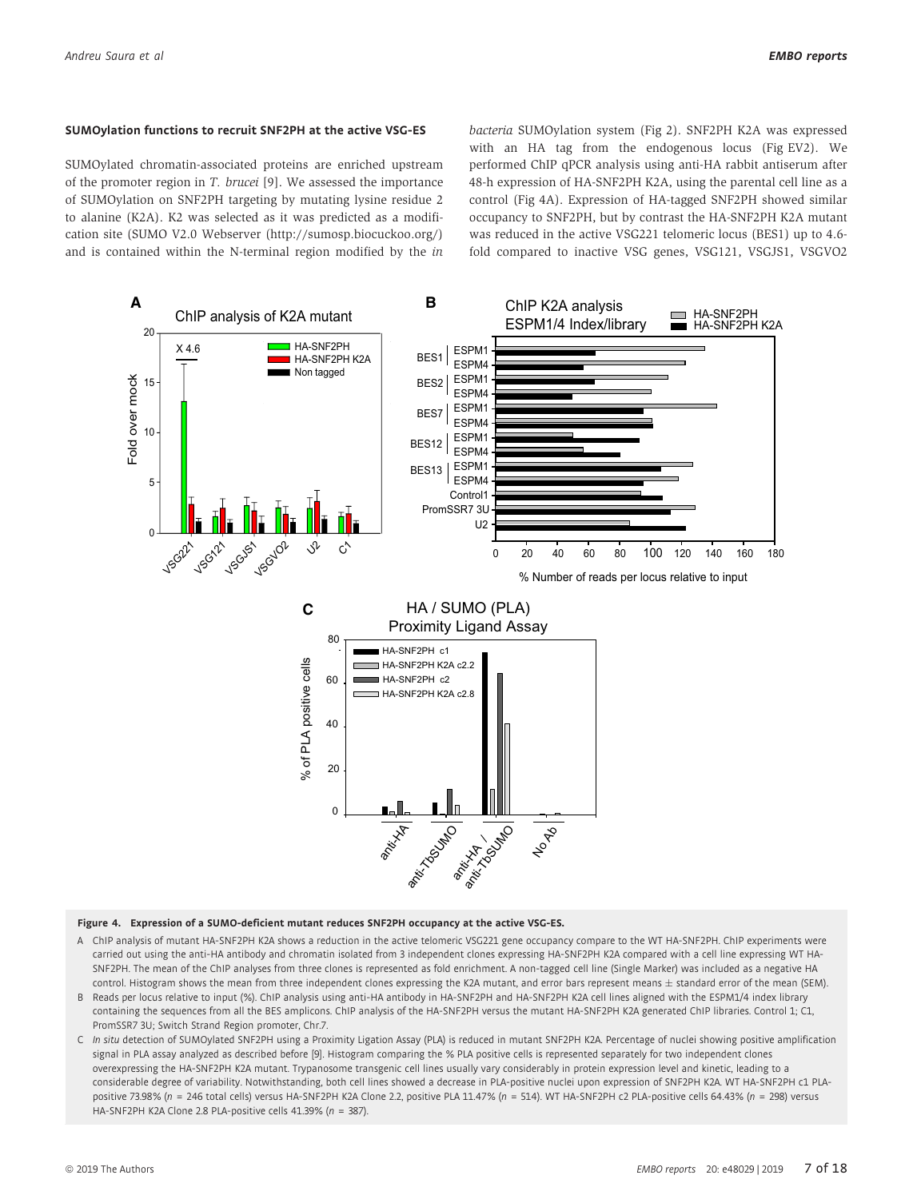### SUMOylation functions to recruit SNF2PH at the active VSG-ES

SUMOylated chromatin-associated proteins are enriched upstream of the promoter region in *T. brucei* [9]. We assessed the importance of SUMOylation on SNF2PH targeting by mutating lysine residue 2 to alanine (K2A). K2 was selected as it was predicted as a modification site (SUMO V2.0 Webserver (http://sumosp.biocuckoo.org/) and is contained within the N-terminal region modified by the *in bacteria* SUMOylation system (Fig 2). SNF2PH K2A was expressed with an HA tag from the endogenous locus (Fig EV2). We performed ChIP qPCR analysis using anti-HA rabbit antiserum after 48-h expression of HA-SNF2PH K2A, using the parental cell line as a control (Fig 4A). Expression of HA-tagged SNF2PH showed similar occupancy to SNF2PH, but by contrast the HA-SNF2PH K2A mutant was reduced in the active VSG221 telomeric locus (BES1) up to 4.6-fold compared to inactive VSG genes, VSG121, VSGJS1, VSGVO2

**Figure 4. Expression of a SUMO-deficient mutant reduces SNF2PH occupancy at the active VSG-ES.**

A ChIP analysis of mutant HA-SNF2PH K2A shows a reduction in the active telomeric VSG221 gene occupancy compare to the WT HA-SNF2PH. ChIP experiments were carried out using the anti-HA antibody and chromatin isolated from 3 independent clones expressing HA-SNF2PH K2A compared with a cell line expressing WT HA-SNF2PH. The mean of the ChIP analyses from three clones is represented as fold enrichment. A non-tagged cell line (Single Marker) was included as a negative HA control. Histogram shows the mean from three independent clones expressing the K2A mutant, and error bars represent means ± standard error of the mean (SEM).

B Reads per locus relative to input (%). ChIP analysis using anti-HA antibody in HA-SNF2PH and HA-SNF2PH K2A cell lines aligned with the ESPM1/4 index library containing the sequences from all the BES amplicons. ChIP analysis of the HA-SNF2PH versus the mutant HA-SNF2PH K2A generated ChIP libraries. Control 1; C1, PromSSR7 3U; Switch Strand Region promoter, Chr.7.

C *In situ* detection of SUMOylated SNF2PH using a Proximity Ligation Assay (PLA) is reduced in mutant SNF2PH K2A. Percentage of nuclei showing positive amplification signal in PLA assay analyzed as described before [9]. Histogram comparing the % PLA positive cells is represented separately for two independent clones overexpressing the HA-SNF2PH K2A mutant. Trypanosome transgenic cell lines usually vary considerably in protein expression level and kinetic, leading to a considerable degree of variability. Notwithstanding, both cell lines showed a decrease in PLA-positive nuclei upon expression of SNF2PH K2A. WT HA-SNF2PH c1 PLA-positive 73.98% ($n$ = 246 total cells) versus HA-SNF2PH K2A Clone 2.2, positive PLA 11.47% ($n$ = 514). WT HA-SNF2PH c2 PLA-positive cells 64.43% ($n$ = 298) versus HA-SNF2PH K2A Clone 2.8 PLA-positive cells 41.39% ($n$ = 387).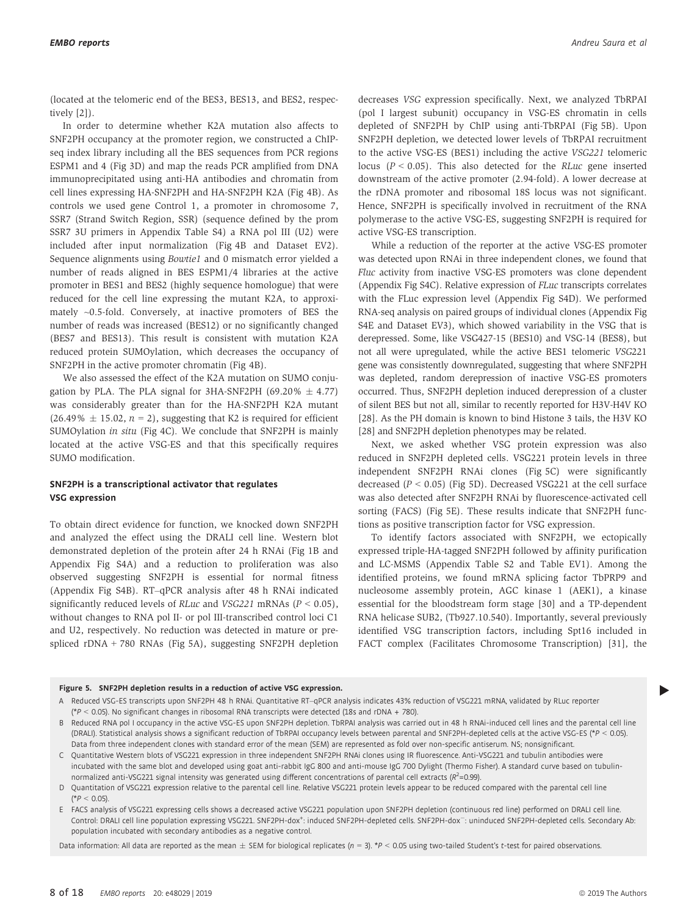(located at the telomeric end of the BES3, BES13, and BES2, respectively [2]).

In order to determine whether K2A mutation also affects to SNF2PH occupancy at the promoter region, we constructed a ChIP-seq index library including all the BES sequences from PCR regions ESPM1 and 4 (Fig 3D) and map the reads PCR amplified from DNA immunoprecipitated using anti-HA antibodies and chromatin from cell lines expressing HA-SNF2PH and HA-SNF2PH K2A (Fig 4B). As controls we used gene Control 1, a promoter in chromosome 7, SSR7 (Strand Switch Region, SSR) (sequence defined by the prom SSR7 3U primers in Appendix Table S4) a RNA pol III (U2) were included after input normalization (Fig 4B and Dataset EV2). Sequence alignments using *Bowtie1* and 0 mismatch error yielded a number of reads aligned in BES ESPM1/4 libraries at the active promoter in BES1 and BES2 (highly sequence homologue) that were reduced for the cell line expressing the mutant K2A, to approximately ~0.5-fold. Conversely, at inactive promoters of BES the number of reads was increased (BES12) or no significantly changed (BES7 and BES13). This result is consistent with mutation K2A reduced protein SUMOylation, which decreases the occupancy of SNF2PH in the active promoter chromatin (Fig 4B).

We also assessed the effect of the K2A mutation on SUMO conjugation by PLA. The PLA signal for 3HA-SNF2PH (69.20% ± 4.77) was considerably greater than for the HA-SNF2PH K2A mutant (26.49% ± 15.02, $n = 2$), suggesting that K2 is required for efficient SUMOylation *in situ* (Fig 4C). We conclude that SNF2PH is mainly located at the active VSG-ES and that this specifically requires SUMO modification.

### SNF2PH is a transcriptional activator that regulates VSG expression

To obtain direct evidence for function, we knocked down SNF2PH and analyzed the effect using the DRALI cell line. Western blot demonstrated depletion of the protein after 24 h RNAi (Fig 1B and Appendix Fig S4A) and a reduction to proliferation was also observed suggesting SNF2PH is essential for normal fitness (Appendix Fig S4B). RT–qPCR analysis after 48 h RNAi indicated significantly reduced levels of *RLuc* and *VSG221* mRNAs ($P < 0.05$), without changes to RNA pol II- or pol III-transcribed control loci C1 and U2, respectively. No reduction was detected in mature or prespliced rDNA + 780 RNAs (Fig 5A), suggesting SNF2PH depletion decreases *VSG* expression specifically. Next, we analyzed TbRPAI (pol I largest subunit) occupancy in VSG-ES chromatin in cells depleted of SNF2PH by ChIP using anti-TbRPAI (Fig 5B). Upon SNF2PH depletion, we detected lower levels of TbRPAI recruitment to the active VSG-ES (BES1) including the active *VSG221* telomeric locus ($P < 0.05$). This also detected for the *RLuc* gene inserted downstream of the active promoter (2.94-fold). A lower decrease at the rDNA promoter and ribosomal 18S locus was not significant. Hence, SNF2PH is specifically involved in recruitment of the RNA polymerase to the active VSG-ES, suggesting SNF2PH is required for active VSG-ES transcription.

While a reduction of the reporter at the active VSG-ES promoter was detected upon RNAi in three independent clones, we found that *Fluc* activity from inactive VSG-ES promoters was clone dependent (Appendix Fig S4C). Relative expression of *FLuc* transcripts correlates with the FLuc expression level (Appendix Fig S4D). We performed RNA-seq analysis on paired groups of individual clones (Appendix Fig S4E and Dataset EV3), which showed variability in the VSG that is derepressed. Some, like VSG427-15 (BES10) and VSG-14 (BES8), but not all were upregulated, while the active BES1 telomeric *VSG221* gene was consistently downregulated, suggesting that where SNF2PH was depleted, random derepression of inactive VSG-ES promoters occurred. Thus, SNF2PH depletion induced derepression of a cluster of silent BES but not all, similar to recently reported for H3V-H4V KO [28]. As the PH domain is known to bind Histone 3 tails, the H3V KO [28] and SNF2PH depletion phenotypes may be related.

Next, we asked whether VSG protein expression was also reduced in SNF2PH depleted cells. VSG221 protein levels in three independent SNF2PH RNAi clones (Fig 5C) were significantly decreased ($P < 0.05$) (Fig 5D). Decreased VSG221 at the cell surface was also detected after SNF2PH RNAi by fluorescence-activated cell sorting (FACS) (Fig 5E). These results indicate that SNF2PH functions as positive transcription factor for VSG expression.

To identify factors associated with SNF2PH, we ectopically expressed triple-HA-tagged SNF2PH followed by affinity purification and LC-MSMS (Appendix Table S2 and Table EV1). Among the identified proteins, we found mRNA splicing factor TbPRP9 and nucleosome assembly protein, AGC kinase 1 (AEK1), a kinase essential for the bloodstream form stage [30] and a TP-dependent RNA helicase SUB2, (Tb927.10.540). Importantly, several previously identified VSG transcription factors, including Spt16 included in FACT complex (Facilitates Chromosome Transcription) [31], the

**Figure 5. SNF2PH depletion results in a reduction of active VSG expression.**

A Reduced VSG-ES transcripts upon SNF2PH 48 h RNAi. Quantitative RT–qPCR analysis indicates 43% reduction of VSG221 mRNA, validated by RLuc reporter (*$P < 0.05$). No significant changes in ribosomal RNA transcripts were detected (18s and rDNA + 780).

B Reduced RNA pol I occupancy in the active VSG-ES upon SNF2PH depletion. TbRPAI analysis was carried out in 48 h RNAi-induced cell lines and the parental cell line (DRALI). Statistical analysis shows a significant reduction of TbRPAI occupancy levels between parental and SNF2PH-depleted cells at the active VSG-ES (*$P < 0.05$). Data from three independent clones with standard error of the mean (SEM) are represented as fold over non-specific antiserum. NS; nonsignificant.

C Quantitative Western blots of VSG221 expression in three independent SNF2PH RNAi clones using IR fluorescence. Anti-VSG221 and tubulin antibodies were incubated with the same blot and developed using goat anti-rabbit IgG 800 and anti-mouse IgG 700 Dylight (Thermo Fisher). A standard curve based on tubulin-normalized anti-VSG221 signal intensity was generated using different concentrations of parental cell extracts ($R^2$=0.99).

D Quantitation of VSG221 expression relative to the parental cell line. Relative VSG221 protein levels appear to be reduced compared with the parental cell line (*$P < 0.05$).

E FACS analysis of VSG221 expressing cells shows a decreased active VSG221 population upon SNF2PH depletion (continuous red line) performed on DRALI cell line. Control: DRALI cell line population expressing VSG221. SNF2PH-dox$^+$: induced SNF2PH-depleted cells. SNF2PH-dox$^-$: uninduced SNF2PH-depleted cells. Secondary Ab: population incubated with secondary antibodies as a negative control.

Data information: All data are reported as the mean ± SEM for biological replicates ($n = 3$). *$P < 0.05$ using two-tailed Student's $t$-test for paired observations.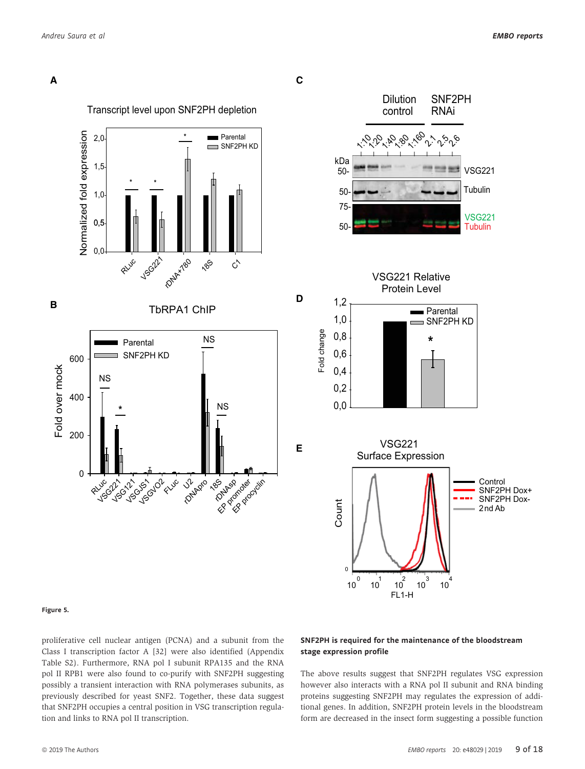Figure 5.

proliferative cell nuclear antigen (PCNA) and a subunit from the Class I transcription factor A [32] were also identified (Appendix Table S2). Furthermore, RNA pol I subunit RPA135 and the RNA pol II RPB1 were also found to co-purify with SNF2PH suggesting possibly a transient interaction with RNA polymerases subunits, as previously described for yeast SNF2. Together, these data suggest that SNF2PH occupies a central position in VSG transcription regulation and links to RNA pol II transcription.

### SNF2PH is required for the maintenance of the bloodstream stage expression profile

The above results suggest that SNF2PH regulates VSG expression however also interacts with a RNA pol II subunit and RNA binding proteins suggesting SNF2PH may regulates the expression of additional genes. In addition, SNF2PH protein levels in the bloodstream form are decreased in the insect form suggesting a possible function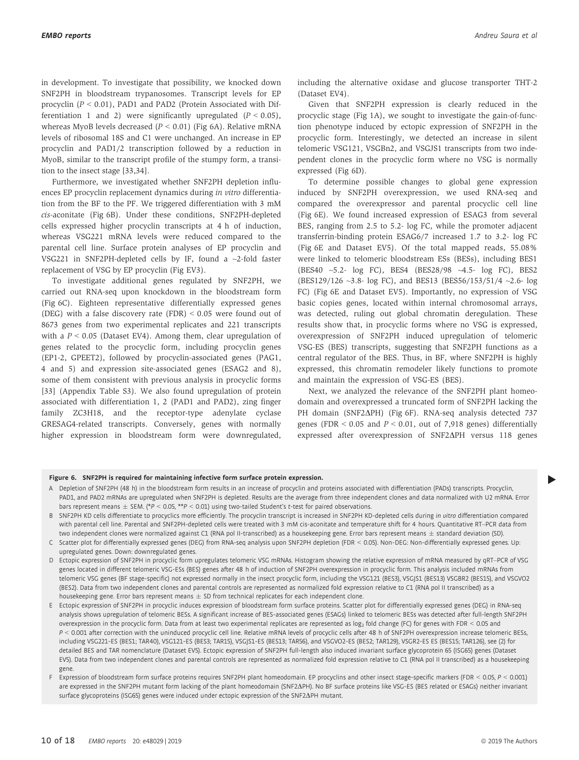in development. To investigate that possibility, we knocked down SNF2PH in bloodstream trypanosomes. Transcript levels for EP procyclin ($P < 0.01$), PAD1 and PAD2 (Protein Associated with Differentiation 1 and 2) were significantly upregulated ($P < 0.05$), whereas MyoB levels decreased ($P < 0.01$) (Fig 6A). Relative mRNA levels of ribosomal 18S and C1 were unchanged. An increase in EP procyclin and PAD1/2 transcription followed by a reduction in MyoB, similar to the transcript profile of the stumpy form, a transition to the insect stage [33,34].

Furthermore, we investigated whether SNF2PH depletion influences EP procyclin replacement dynamics during *in vitro* differentiation from the BF to the PF. We triggered differentiation with 3 mM *cis*-aconitate (Fig 6B). Under these conditions, SNF2PH-depleted cells expressed higher procyclin transcripts at 4 h of induction, whereas VSG221 mRNA levels were reduced compared to the parental cell line. Surface protein analyses of EP procyclin and VSG221 in SNF2PH-depleted cells by IF, found a ~2-fold faster replacement of VSG by EP procyclin (Fig EV3).

To investigate additional genes regulated by SNF2PH, we carried out RNA-seq upon knockdown in the bloodstream form (Fig 6C). Eighteen representative differentially expressed genes (DEG) with a false discovery rate (FDR) < 0.05 were found out of 8673 genes from two experimental replicates and 221 transcripts with a $P < 0.05$ (Dataset EV4). Among them, clear upregulation of genes related to the procyclic form, including procyclin genes (EP1-2, GPEET2), followed by procyclin-associated genes (PAG1, 4 and 5) and expression site-associated genes (ESAG2 and 8), some of them consistent with previous analysis in procyclic forms [33] (Appendix Table S3). We also found upregulation of protein associated with differentiation 1, 2 (PAD1 and PAD2), zing finger family ZC3H18, and the receptor-type adenylate cyclase GRESAG4-related transcripts. Conversely, genes with normally higher expression in bloodstream form were downregulated, including the alternative oxidase and glucose transporter THT-2 (Dataset EV4).

Given that SNF2PH expression is clearly reduced in the procyclic stage (Fig 1A), we sought to investigate the gain-of-function phenotype induced by ectopic expression of SNF2PH in the procyclic form. Interestingly, we detected an increase in silent telomeric VSG121, VSGBn2, and VSGJS1 transcripts from two independent clones in the procyclic form where no VSG is normally expressed (Fig 6D).

To determine possible changes to global gene expression induced by SNF2PH overexpression, we used RNA-seq and compared the overexpressor and parental procyclic cell line (Fig 6E). We found increased expression of ESAG3 from several BES, ranging from 2.5 to 5.2- log FC, while the promoter adjacent transferrin-binding protein ESAG6/7 increased 1.7 to 3.2- log FC (Fig 6E and Dataset EV5). Of the total mapped reads, 55.08% were linked to telomeric bloodstream ESs (BESs), including BES1 (BES40 ~5.2- log FC), BES4 (BES28/98 ~4.5- log FC), BES2 (BES129/126 ~3.8- log FC), and BES13 (BES56/153/51/4 ~2.6- log FC) (Fig 6E and Dataset EV5). Importantly, no expression of VSG basic copies genes, located within internal chromosomal arrays, was detected, ruling out global chromatin deregulation. These results show that, in procyclic forms where no VSG is expressed, overexpression of SNF2PH induced upregulation of telomeric VSG-ES (BES) transcripts, suggesting that SNF2PH functions as a central regulator of the BES. Thus, in BF, where SNF2PH is highly expressed, this chromatin remodeler likely functions to promote and maintain the expression of VSG-ES (BES).

Next, we analyzed the relevance of the SNF2PH plant homeodomain and overexpressed a truncated form of SNF2PH lacking the PH domain (SNF2ΔPH) (Fig 6F). RNA-seq analysis detected 737 genes (FDR < 0.05 and $P < 0.01$, out of 7,918 genes) differentially expressed after overexpression of SNF2ΔPH versus 118 genes

**Figure 6. SNF2PH is required for maintaining infective form surface protein expression.**

A Depletion of SNF2PH (48 h) in the bloodstream form results in an increase of procyclin and proteins associated with differentiation (PADs) transcripts. Procyclin, PAD1, and PAD2 mRNAs are upregulated when SNF2PH is depleted. Results are the average from three independent clones and data normalized with U2 mRNA. Error bars represent means ± SEM. (*$P < 0.05$, **$P < 0.01$) using two-tailed Student's *t*-test for paired observations.

B SNF2PH KD cells differentiate to procyclics more efficiently. The procyclin transcript is increased in SNF2PH KD-depleted cells during *in vitro* differentiation compared with parental cell line. Parental and SNF2PH-depleted cells were treated with 3 mM cis-aconitate and temperature shift for 4 hours. Quantitative RT–PCR data from two independent clones were normalized against C1 (RNA pol II-transcribed) as a housekeeping gene. Error bars represent means ± standard deviation (SD).

C Scatter plot for differentially expressed genes (DEG) from RNA-seq analysis upon SNF2PH depletion (FDR < 0.05). Non-DEG: Non-differentially expressed genes. Up: upregulated genes. Down: downregulated genes.

D Ectopic expression of SNF2PH in procyclic form upregulates telomeric VSG mRNAs. Histogram showing the relative expression of mRNA measured by qRT–PCR of VSG genes located in different telomeric VSG-ESs (BES) genes after 48 h of induction of SNF2PH overexpression in procyclic form. This analysis included mRNAs from telomeric VSG genes (BF stage-specific) not expressed normally in the insect procyclic form, including the VSG121 (BES3), VSGJS1 (BES13) VSGBR2 (BES15), and VSGVO2 (BES2). Data from two independent clones and parental controls are represented as normalized fold expression relative to C1 (RNA pol II transcribed) as a housekeeping gene. Error bars represent means ± SD from technical replicates for each independent clone.

E Ectopic expression of SNF2PH in procyclic induces expression of bloodstream form surface proteins. Scatter plot for differentially expressed genes (DEG) in RNA-seq analysis shows upregulation of telomeric BESs. A significant increase of BES-associated genes (ESAGs) linked to telomeric BESs was detected after full-length SNF2PH overexpression in the procyclic form. Data from at least two experimental replicates are represented as $\log_2$ fold change (FC) for genes with FDR < 0.05 and $P < 0.001$ after correction with the uninduced procyclic cell line. Relative mRNA levels of procyclic cells after 48 h of SNF2PH overexpression increase telomeric BESs, including VSG221-ES (BES1; TAR40), VSG121-ES (BES3; TAR15), VSGJS1-ES (BES13; TAR56), and VSGVO2-ES (BES2; TAR129), VSGR2-ES ES (BES15; TAR126), see (2) for detailed BES and TAR nomenclature (Dataset EV5). Ectopic expression of SNF2PH full-length also induced invariant surface glycoprotein 65 (ISG65) genes (Dataset EV5). Data from two independent clones and parental controls are represented as normalized fold expression relative to C1 (RNA pol II transcribed) as a housekeeping gene.

F Expression of bloodstream form surface proteins requires SNF2PH plant homeodomain. EP procyclins and other insect stage-specific markers (FDR < 0.05, $P < 0.001$) are expressed in the SNF2PH mutant form lacking of the plant homeodomain (SNF2ΔPH). No BF surface proteins like VSG-ES (BES related or ESAGs) neither invariant surface glycoproteins (ISG65) genes were induced under ectopic expression of the SNF2ΔPH mutant.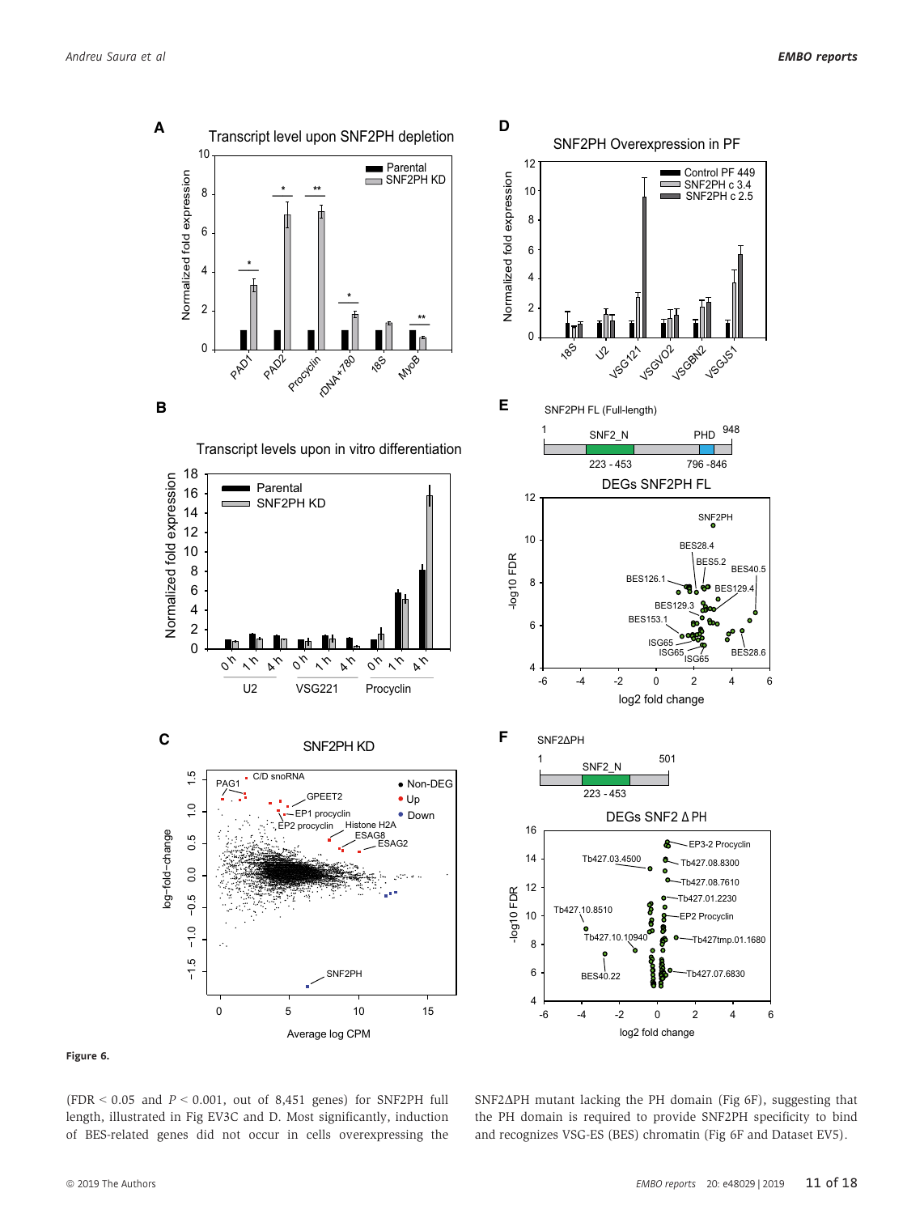**Figure 6.**

(FDR < 0.05 and $P < 0.001$, out of 8,451 genes) for SNF2PH full length, illustrated in Fig EV3C and D. Most significantly, induction of BES-related genes did not occur in cells overexpressing the SNF2ΔPH mutant lacking the PH domain (Fig 6F), suggesting that the PH domain is required to provide SNF2PH specificity to bind and recognizes VSG-ES (BES) chromatin (Fig 6F and Dataset EV5).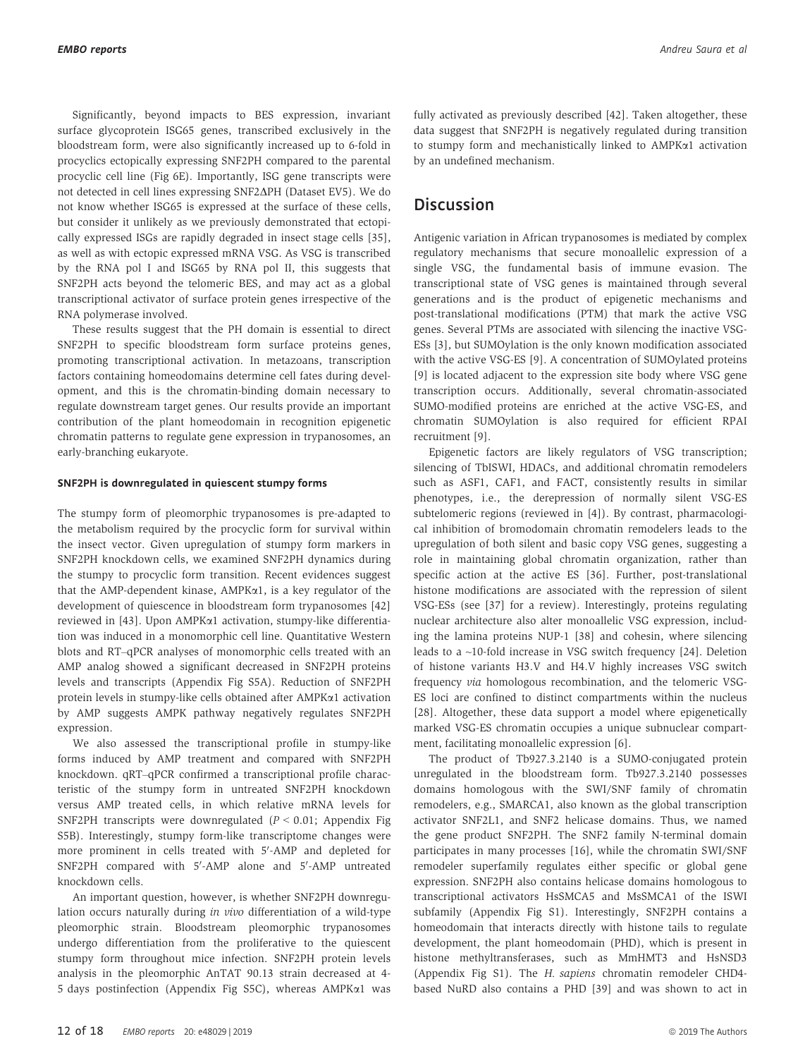Significantly, beyond impacts to BES expression, invariant surface glycoprotein ISG65 genes, transcribed exclusively in the bloodstream form, were also significantly increased up to 6-fold in procyclics ectopically expressing SNF2PH compared to the parental procyclic cell line (Fig 6E). Importantly, ISG gene transcripts were not detected in cell lines expressing SNF2ΔPH (Dataset EV5). We do not know whether ISG65 is expressed at the surface of these cells, but consider it unlikely as we previously demonstrated that ectopically expressed ISGs are rapidly degraded in insect stage cells [35], as well as with ectopic expressed mRNA VSG. As VSG is transcribed by the RNA pol I and ISG65 by RNA pol II, this suggests that SNF2PH acts beyond the telomeric BES, and may act as a global transcriptional activator of surface protein genes irrespective of the RNA polymerase involved.

These results suggest that the PH domain is essential to direct SNF2PH to specific bloodstream form surface proteins genes, promoting transcriptional activation. In metazoans, transcription factors containing homeodomains determine cell fates during development, and this is the chromatin-binding domain necessary to regulate downstream target genes. Our results provide an important contribution of the plant homeodomain in recognition epigenetic chromatin patterns to regulate gene expression in trypanosomes, an early-branching eukaryote.

#### SNF2PH is downregulated in quiescent stumpy forms

The stumpy form of pleomorphic trypanosomes is pre-adapted to the metabolism required by the procyclic form for survival within the insect vector. Given upregulation of stumpy form markers in SNF2PH knockdown cells, we examined SNF2PH dynamics during the stumpy to procyclic form transition. Recent evidences suggest that the AMP-dependent kinase, AMPKα1, is a key regulator of the development of quiescence in bloodstream form trypanosomes [42] reviewed in [43]. Upon AMPKα1 activation, stumpy-like differentiation was induced in a monomorphic cell line. Quantitative Western blots and RT–qPCR analyses of monomorphic cells treated with an AMP analog showed a significant decreased in SNF2PH proteins levels and transcripts (Appendix Fig S5A). Reduction of SNF2PH protein levels in stumpy-like cells obtained after AMPKα1 activation by AMP suggests AMPK pathway negatively regulates SNF2PH expression.

We also assessed the transcriptional profile in stumpy-like forms induced by AMP treatment and compared with SNF2PH knockdown. qRT–qPCR confirmed a transcriptional profile characteristic of the stumpy form in untreated SNF2PH knockdown versus AMP treated cells, in which relative mRNA levels for SNF2PH transcripts were downregulated ($P < 0.01$; Appendix Fig S5B). Interestingly, stumpy form-like transcriptome changes were more prominent in cells treated with 5′-AMP and depleted for SNF2PH compared with 5′-AMP alone and 5′-AMP untreated knockdown cells.

An important question, however, is whether SNF2PH downregulation occurs naturally during *in vivo* differentiation of a wild-type pleomorphic strain. Bloodstream pleomorphic trypanosomes undergo differentiation from the proliferative to the quiescent stumpy form throughout mice infection. SNF2PH protein levels analysis in the pleomorphic AnTAT 90.13 strain decreased at 4-5 days postinfection (Appendix Fig S5C), whereas AMPKα1 was fully activated as previously described [42]. Taken altogether, these data suggest that SNF2PH is negatively regulated during transition to stumpy form and mechanistically linked to AMPKα1 activation by an undefined mechanism.

## Discussion

Antigenic variation in African trypanosomes is mediated by complex regulatory mechanisms that secure monoallelic expression of a single VSG, the fundamental basis of immune evasion. The transcriptional state of VSG genes is maintained through several generations and is the product of epigenetic mechanisms and post-translational modifications (PTM) that mark the active VSG genes. Several PTMs are associated with silencing the inactive VSG-ESs [3], but SUMOylation is the only known modification associated with the active VSG-ES [9]. A concentration of SUMOylated proteins [9] is located adjacent to the expression site body where VSG gene transcription occurs. Additionally, several chromatin-associated SUMO-modified proteins are enriched at the active VSG-ES, and chromatin SUMOylation is also required for efficient RPAI recruitment [9].

Epigenetic factors are likely regulators of VSG transcription; silencing of TbISWI, HDACs, and additional chromatin remodelers such as ASF1, CAF1, and FACT, consistently results in similar phenotypes, i.e., the derepression of normally silent VSG-ES subtelomeric regions (reviewed in [4]). By contrast, pharmacological inhibition of bromodomain chromatin remodelers leads to the upregulation of both silent and basic copy VSG genes, suggesting a role in maintaining global chromatin organization, rather than specific action at the active ES [36]. Further, post-translational histone modifications are associated with the repression of silent VSG-ESs (see [37] for a review). Interestingly, proteins regulating nuclear architecture also alter monoallelic VSG expression, including the lamina proteins NUP-1 [38] and cohesin, where silencing leads to a ~10-fold increase in VSG switch frequency [24]. Deletion of histone variants H3.V and H4.V highly increases VSG switch frequency *via* homologous recombination, and the telomeric VSG-ES loci are confined to distinct compartments within the nucleus [28]. Altogether, these data support a model where epigenetically marked VSG-ES chromatin occupies a unique subnuclear compartment, facilitating monoallelic expression [6].

The product of Tb927.3.2140 is a SUMO-conjugated protein unregulated in the bloodstream form. Tb927.3.2140 possesses domains homologous with the SWI/SNF family of chromatin remodelers, e.g., SMARCA1, also known as the global transcription activator SNF2L1, and SNF2 helicase domains. Thus, we named the gene product SNF2PH. The SNF2 family N-terminal domain participates in many processes [16], while the chromatin SWI/SNF remodeler superfamily regulates either specific or global gene expression. SNF2PH also contains helicase domains homologous to transcriptional activators HsSMCA5 and MsSMCA1 of the ISWI subfamily (Appendix Fig S1). Interestingly, SNF2PH contains a homeodomain that interacts directly with histone tails to regulate development, the plant homeodomain (PHD), which is present in histone methyltransferases, such as MmHMT3 and HsNSD3 (Appendix Fig S1). The *H. sapiens* chromatin remodeler CHD4-based NuRD also contains a PHD [39] and was shown to act in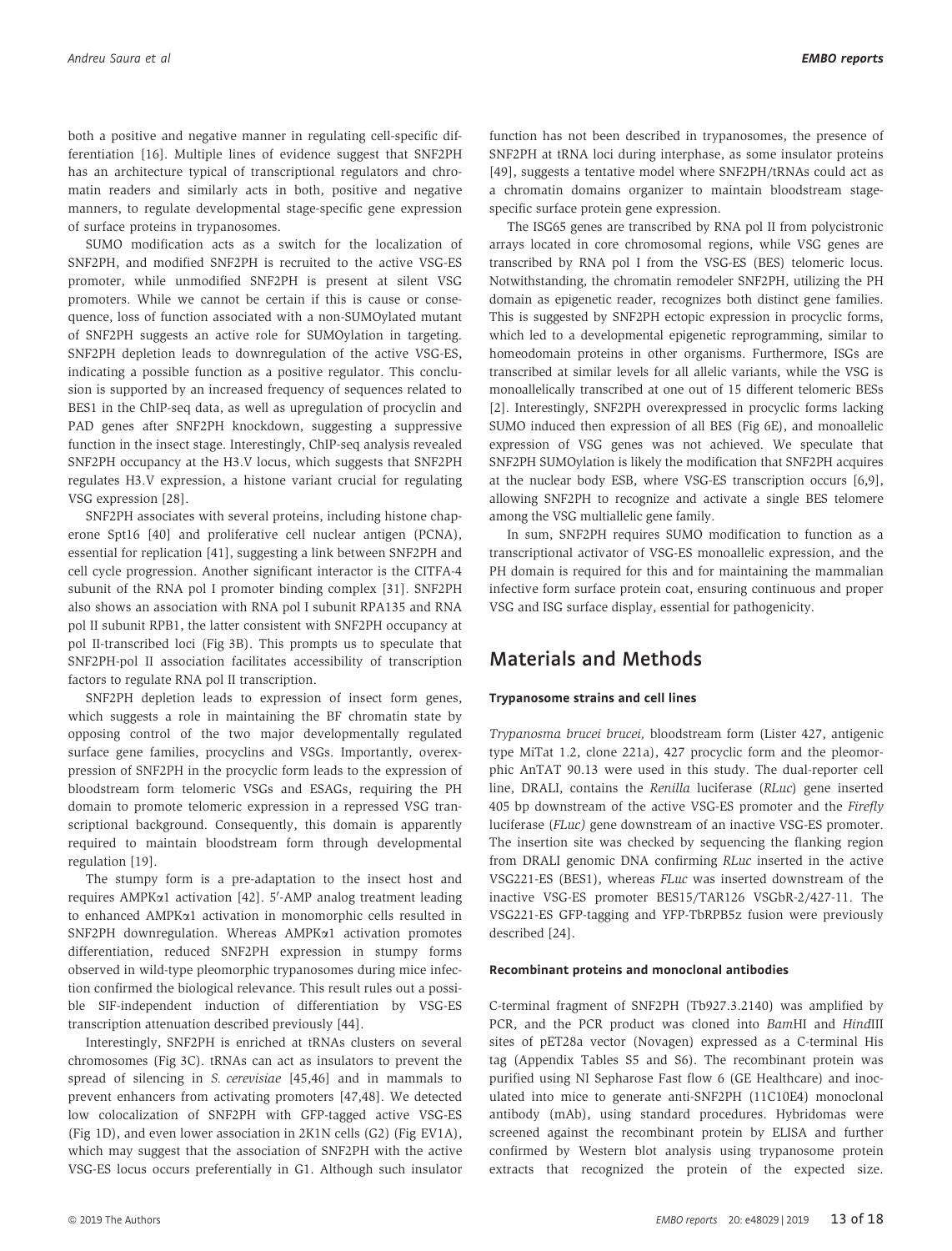both a positive and negative manner in regulating cell-specific differentiation [16]. Multiple lines of evidence suggest that SNF2PH has an architecture typical of transcriptional regulators and chromatin readers and similarly acts in both, positive and negative manners, to regulate developmental stage-specific gene expression of surface proteins in trypanosomes.

SUMO modification acts as a switch for the localization of SNF2PH, and modified SNF2PH is recruited to the active VSG-ES promoter, while unmodified SNF2PH is present at silent VSG promoters. While we cannot be certain if this is cause or consequence, loss of function associated with a non-SUMOylated mutant of SNF2PH suggests an active role for SUMOylation in targeting. SNF2PH depletion leads to downregulation of the active VSG-ES, indicating a possible function as a positive regulator. This conclusion is supported by an increased frequency of sequences related to BES1 in the ChIP-seq data, as well as upregulation of procyclin and PAD genes after SNF2PH knockdown, suggesting a suppressive function in the insect stage. Interestingly, ChIP-seq analysis revealed SNF2PH occupancy at the H3.V locus, which suggests that SNF2PH regulates H3.V expression, a histone variant crucial for regulating VSG expression [28].

SNF2PH associates with several proteins, including histone chaperone Spt16 [40] and proliferative cell nuclear antigen (PCNA), essential for replication [41], suggesting a link between SNF2PH and cell cycle progression. Another significant interactor is the CITFA-4 subunit of the RNA pol I promoter binding complex [31]. SNF2PH also shows an association with RNA pol I subunit RPA135 and RNA pol II subunit RPB1, the latter consistent with SNF2PH occupancy at pol II-transcribed loci (Fig 3B). This prompts us to speculate that SNF2PH-pol II association facilitates accessibility of transcription factors to regulate RNA pol II transcription.

SNF2PH depletion leads to expression of insect form genes, which suggests a role in maintaining the BF chromatin state by opposing control of the two major developmentally regulated surface gene families, procyclins and VSGs. Importantly, overexpression of SNF2PH in the procyclic form leads to the expression of bloodstream form telomeric VSGs and ESAGs, requiring the PH domain to promote telomeric expression in a repressed VSG transcriptional background. Consequently, this domain is apparently required to maintain bloodstream form through developmental regulation [19].

The stumpy form is a pre-adaptation to the insect host and requires AMPKα1 activation [42]. 5′-AMP analog treatment leading to enhanced AMPKα1 activation in monomorphic cells resulted in SNF2PH downregulation. Whereas AMPKα1 activation promotes differentiation, reduced SNF2PH expression in stumpy forms observed in wild-type pleomorphic trypanosomes during mice infection confirmed the biological relevance. This result rules out a possible SIF-independent induction of differentiation by VSG-ES transcription attenuation described previously [44].

Interestingly, SNF2PH is enriched at tRNAs clusters on several chromosomes (Fig 3C). tRNAs can act as insulators to prevent the spread of silencing in *S. cerevisiae* [45,46] and in mammals to prevent enhancers from activating promoters [47,48]. We detected low colocalization of SNF2PH with GFP-tagged active VSG-ES (Fig 1D), and even lower association in 2K1N cells (G2) (Fig EV1A), which may suggest that the association of SNF2PH with the active VSG-ES locus occurs preferentially in G1. Although such insulator function has not been described in trypanosomes, the presence of SNF2PH at tRNA loci during interphase, as some insulator proteins [49], suggests a tentative model where SNF2PH/tRNAs could act as a chromatin domains organizer to maintain bloodstream stage-specific surface protein gene expression.

The ISG65 genes are transcribed by RNA pol II from polycistronic arrays located in core chromosomal regions, while VSG genes are transcribed by RNA pol I from the VSG-ES (BES) telomeric locus. Notwithstanding, the chromatin remodeler SNF2PH, utilizing the PH domain as epigenetic reader, recognizes both distinct gene families. This is suggested by SNF2PH ectopic expression in procyclic forms, which led to a developmental epigenetic reprogramming, similar to homeodomain proteins in other organisms. Furthermore, ISGs are transcribed at similar levels for all allelic variants, while the VSG is monoallelically transcribed at one out of 15 different telomeric BESs [2]. Interestingly, SNF2PH overexpressed in procyclic forms lacking SUMO induced then expression of all BES (Fig 6E), and monoallelic expression of VSG genes was not achieved. We speculate that SNF2PH SUMOylation is likely the modification that SNF2PH acquires at the nuclear body ESB, where VSG-ES transcription occurs [6,9], allowing SNF2PH to recognize and activate a single BES telomere among the VSG multiallelic gene family.

In sum, SNF2PH requires SUMO modification to function as a transcriptional activator of VSG-ES monoallelic expression, and the PH domain is required for this and for maintaining the mammalian infective form surface protein coat, ensuring continuous and proper VSG and ISG surface display, essential for pathogenicity.

## Materials and Methods

### Trypanosome strains and cell lines

*Trypanosma brucei brucei,* bloodstream form (Lister 427, antigenic type MiTat 1.2, clone 221a), 427 procyclic form and the pleomorphic AnTAT 90.13 were used in this study. The dual-reporter cell line, DRALI, contains the *Renilla* luciferase (*RLuc*) gene inserted 405 bp downstream of the active VSG-ES promoter and the *Firefly* luciferase (*FLuc)* gene downstream of an inactive VSG-ES promoter. The insertion site was checked by sequencing the flanking region from DRALI genomic DNA confirming *RLuc* inserted in the active VSG221-ES (BES1), whereas *FLuc* was inserted downstream of the inactive VSG-ES promoter BES15/TAR126 VSGbR-2/427-11. The VSG221-ES GFP-tagging and YFP-TbRPB5z fusion were previously described [24].

### Recombinant proteins and monoclonal antibodies

C-terminal fragment of SNF2PH (Tb927.3.2140) was amplified by PCR, and the PCR product was cloned into *Bam*HI and *Hin*dIII sites of pET28a vector (Novagen) expressed as a C-terminal His tag (Appendix Tables S5 and S6). The recombinant protein was purified using NI Sepharose Fast flow 6 (GE Healthcare) and inoculated into mice to generate anti-SNF2PH (11C10E4) monoclonal antibody (mAb), using standard procedures. Hybridomas were screened against the recombinant protein by ELISA and further confirmed by Western blot analysis using trypanosome protein extracts that recognized the protein of the expected size.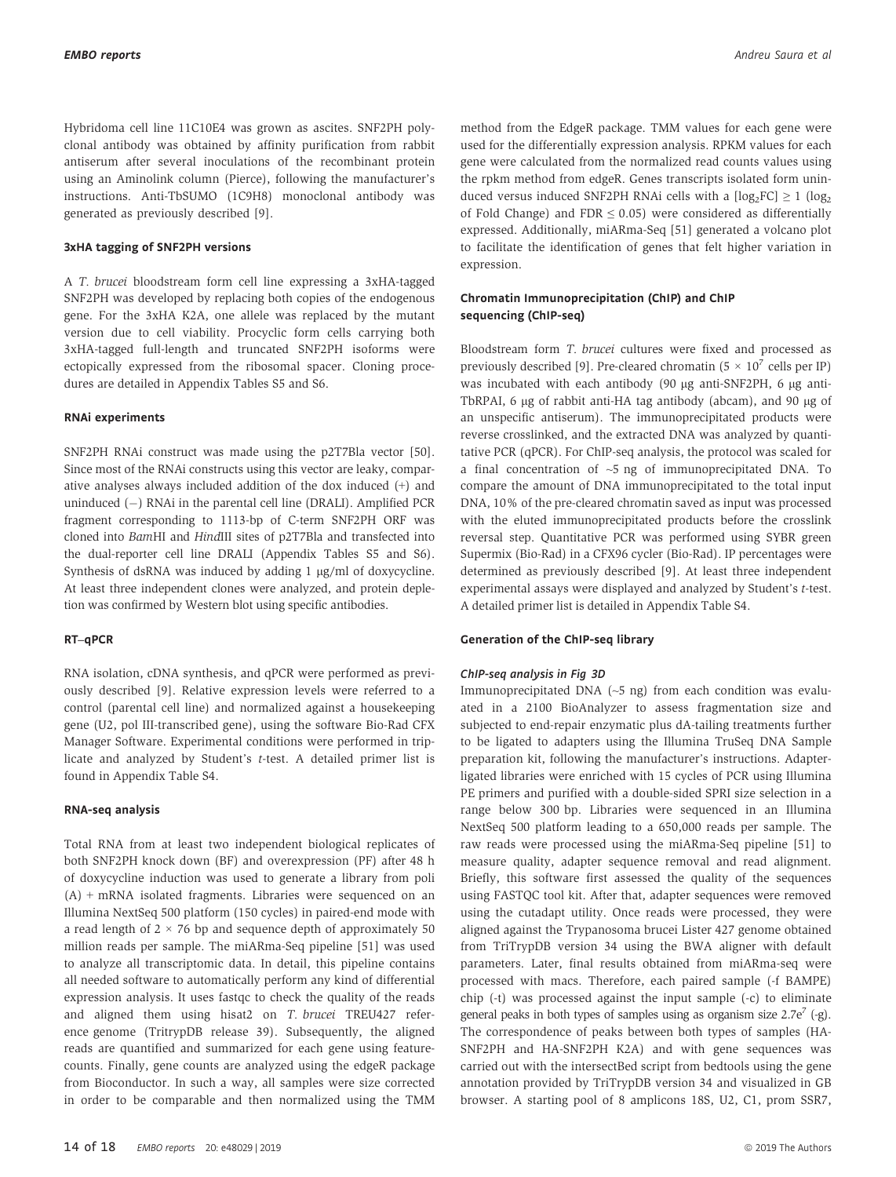Hybridoma cell line 11C10E4 was grown as ascites. SNF2PH polyclonal antibody was obtained by affinity purification from rabbit antiserum after several inoculations of the recombinant protein using an Aminolink column (Pierce), following the manufacturer's instructions. Anti-TbSUMO (1C9H8) monoclonal antibody was generated as previously described [9].

#### 3xHA tagging of SNF2PH versions

A *T. brucei* bloodstream form cell line expressing a 3xHA-tagged SNF2PH was developed by replacing both copies of the endogenous gene. For the 3xHA K2A, one allele was replaced by the mutant version due to cell viability. Procyclic form cells carrying both 3xHA-tagged full-length and truncated SNF2PH isoforms were ectopically expressed from the ribosomal spacer. Cloning procedures are detailed in Appendix Tables S5 and S6.

#### RNAi experiments

SNF2PH RNAi construct was made using the p2T7Bla vector [50]. Since most of the RNAi constructs using this vector are leaky, comparative analyses always included addition of the dox induced (+) and uninduced (−) RNAi in the parental cell line (DRALI). Amplified PCR fragment corresponding to 1113-bp of C-term SNF2PH ORF was cloned into *Bam*HI and *Hin*dIII sites of p2T7Bla and transfected into the dual-reporter cell line DRALI (Appendix Tables S5 and S6). Synthesis of dsRNA was induced by adding 1 μg/ml of doxycycline. At least three independent clones were analyzed, and protein depletion was confirmed by Western blot using specific antibodies.

#### RT–qPCR

RNA isolation, cDNA synthesis, and qPCR were performed as previously described [9]. Relative expression levels were referred to a control (parental cell line) and normalized against a housekeeping gene (U2, pol III-transcribed gene), using the software Bio-Rad CFX Manager Software. Experimental conditions were performed in triplicate and analyzed by Student's *t*-test. A detailed primer list is found in Appendix Table S4.

#### RNA-seq analysis

Total RNA from at least two independent biological replicates of both SNF2PH knock down (BF) and overexpression (PF) after 48 h of doxycycline induction was used to generate a library from poli (A) + mRNA isolated fragments. Libraries were sequenced on an Illumina NextSeq 500 platform (150 cycles) in paired-end mode with a read length of 2 × 76 bp and sequence depth of approximately 50 million reads per sample. The miARma-Seq pipeline [51] was used to analyze all transcriptomic data. In detail, this pipeline contains all needed software to automatically perform any kind of differential expression analysis. It uses fastqc to check the quality of the reads and aligned them using hisat2 on *T. brucei* TREU427 reference genome (TritrypDB release 39). Subsequently, the aligned reads are quantified and summarized for each gene using featurecounts. Finally, gene counts are analyzed using the edgeR package from Bioconductor. In such a way, all samples were size corrected in order to be comparable and then normalized using the TMM method from the EdgeR package. TMM values for each gene were used for the differentially expression analysis. RPKM values for each gene were calculated from the normalized read counts values using the rpkm method from edgeR. Genes transcripts isolated form uninduced versus induced SNF2PH RNAi cells with a [$\log_2$FC] ≥ 1 ($\log_2$ of Fold Change) and FDR ≤ 0.05) were considered as differentially expressed. Additionally, miARma-Seq [51] generated a volcano plot to facilitate the identification of genes that felt higher variation in expression.

#### Chromatin Immunoprecipitation (ChIP) and ChIP sequencing (ChIP-seq)

Bloodstream form *T. brucei* cultures were fixed and processed as previously described [9]. Pre-cleared chromatin ($5 \times 10^7$ cells per IP) was incubated with each antibody (90 μg anti-SNF2PH, 6 μg anti-TbRPAI, 6 μg of rabbit anti-HA tag antibody (abcam), and 90 μg of an unspecific antiserum). The immunoprecipitated products were reverse crosslinked, and the extracted DNA was analyzed by quantitative PCR (qPCR). For ChIP-seq analysis, the protocol was scaled for a final concentration of ~5 ng of immunoprecipitated DNA. To compare the amount of DNA immunoprecipitated to the total input DNA, 10% of the pre-cleared chromatin saved as input was processed with the eluted immunoprecipitated products before the crosslink reversal step. Quantitative PCR was performed using SYBR green Supermix (Bio-Rad) in a CFX96 cycler (Bio-Rad). IP percentages were determined as previously described [9]. At least three independent experimental assays were displayed and analyzed by Student's *t*-test. A detailed primer list is detailed in Appendix Table S4.

#### Generation of the ChIP-seq library

##### *ChIP-seq analysis in Fig 3D*

Immunoprecipitated DNA (~5 ng) from each condition was evaluated in a 2100 BioAnalyzer to assess fragmentation size and subjected to end-repair enzymatic plus dA-tailing treatments further to be ligated to adapters using the Illumina TruSeq DNA Sample preparation kit, following the manufacturer's instructions. Adapter-ligated libraries were enriched with 15 cycles of PCR using Illumina PE primers and purified with a double-sided SPRI size selection in a range below 300 bp. Libraries were sequenced in an Illumina NextSeq 500 platform leading to a 650,000 reads per sample. The raw reads were processed using the miARma-Seq pipeline [51] to measure quality, adapter sequence removal and read alignment. Briefly, this software first assessed the quality of the sequences using FASTQC tool kit. After that, adapter sequences were removed using the cutadapt utility. Once reads were processed, they were aligned against the Trypanosoma brucei Lister 427 genome obtained from TriTrypDB version 34 using the BWA aligner with default parameters. Later, final results obtained from miARma-seq were processed with macs. Therefore, each paired sample (-f BAMPE) chip (-t) was processed against the input sample (-c) to eliminate general peaks in both types of samples using as organism size $2.7e^7$ (-g). The correspondence of peaks between both types of samples (HA-SNF2PH and HA-SNF2PH K2A) and with gene sequences was carried out with the intersectBed script from bedtools using the gene annotation provided by TriTrypDB version 34 and visualized in GB browser. A starting pool of 8 amplicons 18S, U2, C1, prom SSR7,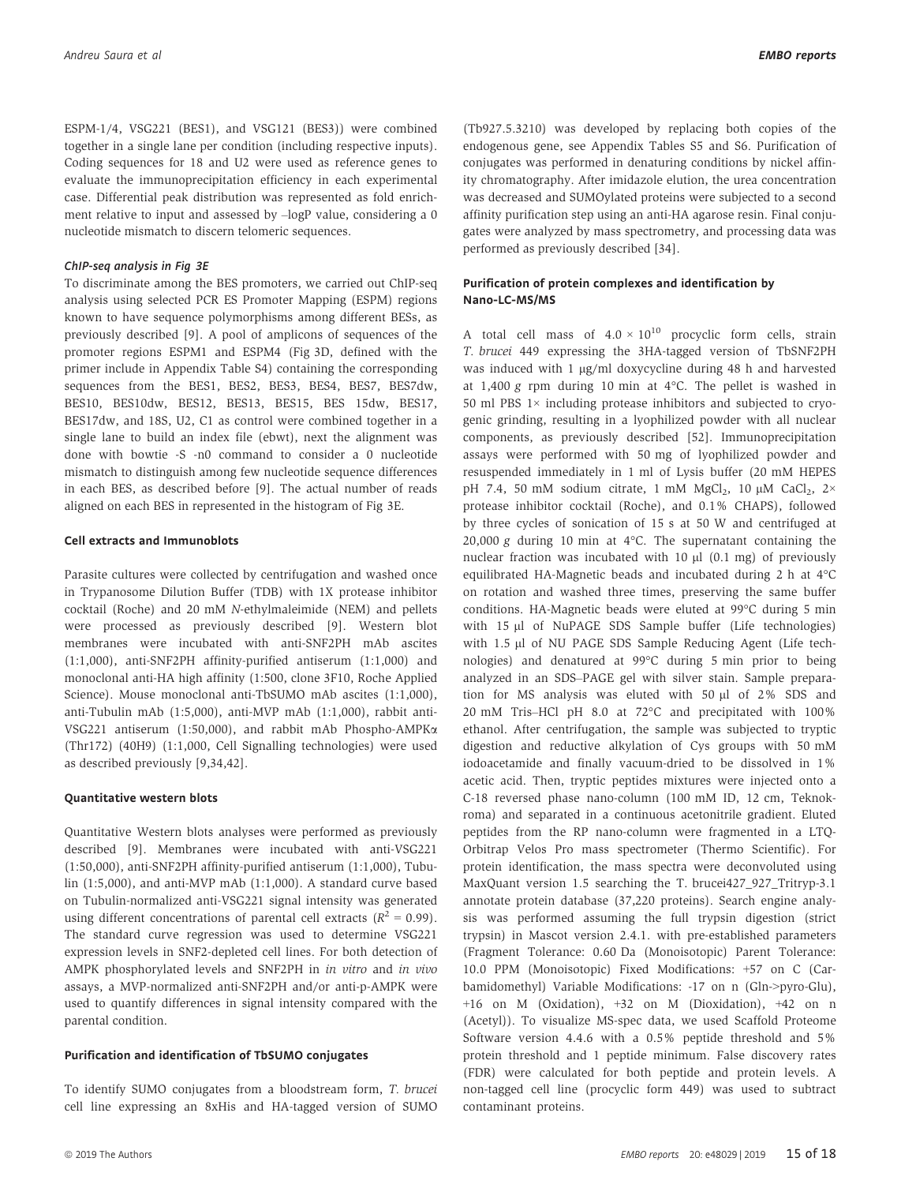ESPM-1/4, VSG221 (BES1), and VSG121 (BES3)) were combined together in a single lane per condition (including respective inputs). Coding sequences for 18 and U2 were used as reference genes to evaluate the immunoprecipitation efficiency in each experimental case. Differential peak distribution was represented as fold enrichment relative to input and assessed by –logP value, considering a 0 nucleotide mismatch to discern telomeric sequences.

#### *ChIP-seq analysis in Fig 3E*

To discriminate among the BES promoters, we carried out ChIP-seq analysis using selected PCR ES Promoter Mapping (ESPM) regions known to have sequence polymorphisms among different BESs, as previously described [9]. A pool of amplicons of sequences of the promoter regions ESPM1 and ESPM4 (Fig 3D, defined with the primer include in Appendix Table S4) containing the corresponding sequences from the BES1, BES2, BES3, BES4, BES7, BES7dw, BES10, BES10dw, BES12, BES13, BES15, BES 15dw, BES17, BES17dw, and 18S, U2, C1 as control were combined together in a single lane to build an index file (ebwt), next the alignment was done with bowtie -S -n0 command to consider a 0 nucleotide mismatch to distinguish among few nucleotide sequence differences in each BES, as described before [9]. The actual number of reads aligned on each BES in represented in the histogram of Fig 3E.

### Cell extracts and Immunoblots

Parasite cultures were collected by centrifugation and washed once in Trypanosome Dilution Buffer (TDB) with 1X protease inhibitor cocktail (Roche) and 20 mM *N*-ethylmaleimide (NEM) and pellets were processed as previously described [9]. Western blot membranes were incubated with anti-SNF2PH mAb ascites (1:1,000), anti-SNF2PH affinity-purified antiserum (1:1,000) and monoclonal anti-HA high affinity (1:500, clone 3F10, Roche Applied Science). Mouse monoclonal anti-TbSUMO mAb ascites (1:1,000), anti-Tubulin mAb (1:5,000), anti-MVP mAb (1:1,000), rabbit anti-VSG221 antiserum (1:50,000), and rabbit mAb Phospho-AMPKα (Thr172) (40H9) (1:1,000, Cell Signalling technologies) were used as described previously [9,34,42].

### Quantitative western blots

Quantitative Western blots analyses were performed as previously described [9]. Membranes were incubated with anti-VSG221 (1:50,000), anti-SNF2PH affinity-purified antiserum (1:1,000), Tubulin (1:5,000), and anti-MVP mAb (1:1,000). A standard curve based on Tubulin-normalized anti-VSG221 signal intensity was generated using different concentrations of parental cell extracts ($R^2 = 0.99$). The standard curve regression was used to determine VSG221 expression levels in SNF2-depleted cell lines. For both detection of AMPK phosphorylated levels and SNF2PH in *in vitro* and *in vivo* assays, a MVP-normalized anti-SNF2PH and/or anti-p-AMPK were used to quantify differences in signal intensity compared with the parental condition.

### Purification and identification of TbSUMO conjugates

To identify SUMO conjugates from a bloodstream form, *T. brucei* cell line expressing an 8xHis and HA-tagged version of SUMO (Tb927.5.3210) was developed by replacing both copies of the endogenous gene, see Appendix Tables S5 and S6. Purification of conjugates was performed in denaturing conditions by nickel affinity chromatography. After imidazole elution, the urea concentration was decreased and SUMOylated proteins were subjected to a second affinity purification step using an anti-HA agarose resin. Final conjugates were analyzed by mass spectrometry, and processing data was performed as previously described [34].

### Purification of protein complexes and identification by Nano-LC-MS/MS

A total cell mass of $4.0 \times 10^{10}$ procyclic form cells, strain *T. brucei* 449 expressing the 3HA-tagged version of TbSNF2PH was induced with 1 μg/ml doxycycline during 48 h and harvested at 1,400 *g* rpm during 10 min at 4°C. The pellet is washed in 50 ml PBS 1× including protease inhibitors and subjected to cryogenic grinding, resulting in a lyophilized powder with all nuclear components, as previously described [52]. Immunoprecipitation assays were performed with 50 mg of lyophilized powder and resuspended immediately in 1 ml of Lysis buffer (20 mM HEPES pH 7.4, 50 mM sodium citrate, 1 mM $MgCl_2$, 10 μM $CaCl_2$, 2× protease inhibitor cocktail (Roche), and 0.1% CHAPS), followed by three cycles of sonication of 15 s at 50 W and centrifuged at 20,000 *g* during 10 min at 4°C. The supernatant containing the nuclear fraction was incubated with 10 μl (0.1 mg) of previously equilibrated HA-Magnetic beads and incubated during 2 h at 4°C on rotation and washed three times, preserving the same buffer conditions. HA-Magnetic beads were eluted at 99°C during 5 min with 15 μl of NuPAGE SDS Sample buffer (Life technologies) with 1.5 μl of NU PAGE SDS Sample Reducing Agent (Life technologies) and denatured at 99°C during 5 min prior to being analyzed in an SDS–PAGE gel with silver stain. Sample preparation for MS analysis was eluted with 50 μl of 2% SDS and 20 mM Tris–HCl pH 8.0 at 72°C and precipitated with 100% ethanol. After centrifugation, the sample was subjected to tryptic digestion and reductive alkylation of Cys groups with 50 mM iodoacetamide and finally vacuum-dried to be dissolved in 1% acetic acid. Then, tryptic peptides mixtures were injected onto a C-18 reversed phase nano-column (100 mM ID, 12 cm, Teknokroma) and separated in a continuous acetonitrile gradient. Eluted peptides from the RP nano-column were fragmented in a LTQ-Orbitrap Velos Pro mass spectrometer (Thermo Scientific). For protein identification, the mass spectra were deconvoluted using MaxQuant version 1.5 searching the T. brucei427_927_Tritryp-3.1 annotate protein database (37,220 proteins). Search engine analysis was performed assuming the full trypsin digestion (strict trypsin) in Mascot version 2.4.1. with pre-established parameters (Fragment Tolerance: 0.60 Da (Monoisotopic) Parent Tolerance: 10.0 PPM (Monoisotopic) Fixed Modifications: +57 on C (Carbamidomethyl) Variable Modifications: -17 on n (Gln->pyro-Glu), +16 on M (Oxidation), +32 on M (Dioxidation), +42 on n (Acetyl)). To visualize MS-spec data, we used Scaffold Proteome Software version 4.4.6 with a 0.5% peptide threshold and 5% protein threshold and 1 peptide minimum. False discovery rates (FDR) were calculated for both peptide and protein levels. A non-tagged cell line (procyclic form 449) was used to subtract contaminant proteins.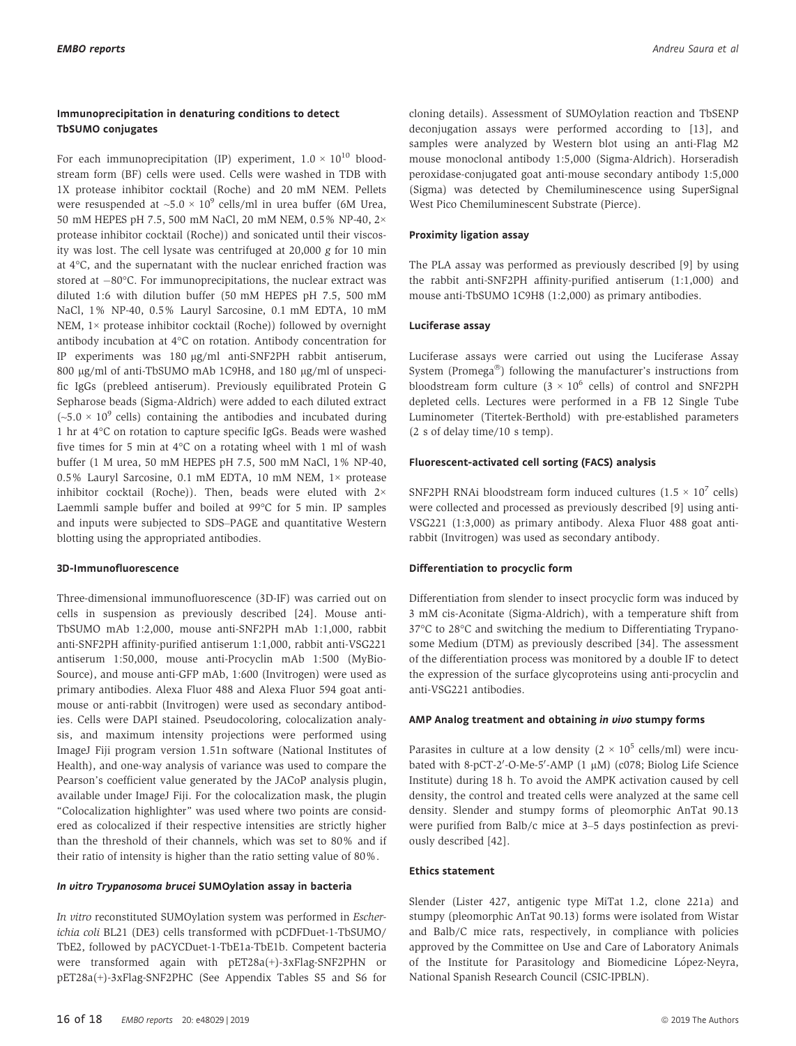### Immunoprecipitation in denaturing conditions to detect TbSUMO conjugates

For each immunoprecipitation (IP) experiment, $1.0 \times 10^{10}$ bloodstream form (BF) cells were used. Cells were washed in TDB with 1X protease inhibitor cocktail (Roche) and 20 mM NEM. Pellets were resuspended at ~$5.0 \times 10^9$ cells/ml in urea buffer (6M Urea, 50 mM HEPES pH 7.5, 500 mM NaCl, 20 mM NEM, 0.5% NP-40, 2× protease inhibitor cocktail (Roche)) and sonicated until their viscosity was lost. The cell lysate was centrifuged at 20,000 *g* for 10 min at 4°C, and the supernatant with the nuclear enriched fraction was stored at −80°C. For immunoprecipitations, the nuclear extract was diluted 1:6 with dilution buffer (50 mM HEPES pH 7.5, 500 mM NaCl, 1% NP-40, 0.5% Lauryl Sarcosine, 0.1 mM EDTA, 10 mM NEM, 1× protease inhibitor cocktail (Roche)) followed by overnight antibody incubation at 4°C on rotation. Antibody concentration for IP experiments was 180 μg/ml anti-SNF2PH rabbit antiserum, 800 μg/ml of anti-TbSUMO mAb 1C9H8, and 180 μg/ml of unspecific IgGs (prebleed antiserum). Previously equilibrated Protein G Sepharose beads (Sigma-Aldrich) were added to each diluted extract (~$5.0 \times 10^9$ cells) containing the antibodies and incubated during 1 hr at 4°C on rotation to capture specific IgGs. Beads were washed five times for 5 min at 4°C on a rotating wheel with 1 ml of wash buffer (1 M urea, 50 mM HEPES pH 7.5, 500 mM NaCl, 1% NP-40, 0.5% Lauryl Sarcosine, 0.1 mM EDTA, 10 mM NEM, 1× protease inhibitor cocktail (Roche)). Then, beads were eluted with 2× Laemmli sample buffer and boiled at 99°C for 5 min. IP samples and inputs were subjected to SDS–PAGE and quantitative Western blotting using the appropriated antibodies.

### 3D-Immunofluorescence

Three-dimensional immunofluorescence (3D-IF) was carried out on cells in suspension as previously described [24]. Mouse anti-TbSUMO mAb 1:2,000, mouse anti-SNF2PH mAb 1:1,000, rabbit anti-SNF2PH affinity-purified antiserum 1:1,000, rabbit anti-VSG221 antiserum 1:50,000, mouse anti-Procyclin mAb 1:500 (MyBioSource), and mouse anti-GFP mAb, 1:600 (Invitrogen) were used as primary antibodies. Alexa Fluor 488 and Alexa Fluor 594 goat anti-mouse or anti-rabbit (Invitrogen) were used as secondary antibodies. Cells were DAPI stained. Pseudocoloring, colocalization analysis, and maximum intensity projections were performed using ImageJ Fiji program version 1.51n software (National Institutes of Health), and one-way analysis of variance was used to compare the Pearson's coefficient value generated by the JACoP analysis plugin, available under ImageJ Fiji. For the colocalization mask, the plugin "Colocalization highlighter" was used where two points are considered as colocalized if their respective intensities are strictly higher than the threshold of their channels, which was set to 80% and if their ratio of intensity is higher than the ratio setting value of 80%.

### *In vitro Trypanosoma brucei* SUMOylation assay in bacteria

*In vitro* reconstituted SUMOylation system was performed in *Escherichia coli* BL21 (DE3) cells transformed with pCDFDuet-1-TbSUMO/TbE2, followed by pACYCDuet-1-TbE1a-TbE1b. Competent bacteria were transformed again with pET28a(+)-3xFlag-SNF2PHN or pET28a(+)-3xFlag-SNF2PHC (See Appendix Tables S5 and S6 for cloning details). Assessment of SUMOylation reaction and TbSENP deconjugation assays were performed according to [13], and samples were analyzed by Western blot using an anti-Flag M2 mouse monoclonal antibody 1:5,000 (Sigma-Aldrich). Horseradish peroxidase-conjugated goat anti-mouse secondary antibody 1:5,000 (Sigma) was detected by Chemiluminescence using SuperSignal West Pico Chemiluminescent Substrate (Pierce).

### Proximity ligation assay

The PLA assay was performed as previously described [9] by using the rabbit anti-SNF2PH affinity-purified antiserum (1:1,000) and mouse anti-TbSUMO 1C9H8 (1:2,000) as primary antibodies.

### Luciferase assay

Luciferase assays were carried out using the Luciferase Assay System (Promega®) following the manufacturer's instructions from bloodstream form culture ($3 \times 10^6$ cells) of control and SNF2PH depleted cells. Lectures were performed in a FB 12 Single Tube Luminometer (Titertek-Berthold) with pre-established parameters (2 s of delay time/10 s temp).

### Fluorescent-activated cell sorting (FACS) analysis

SNF2PH RNAi bloodstream form induced cultures ($1.5 \times 10^7$ cells) were collected and processed as previously described [9] using anti-VSG221 (1:3,000) as primary antibody. Alexa Fluor 488 goat anti-rabbit (Invitrogen) was used as secondary antibody.

### Differentiation to procyclic form

Differentiation from slender to insect procyclic form was induced by 3 mM cis-Aconitate (Sigma-Aldrich), with a temperature shift from 37°C to 28°C and switching the medium to Differentiating Trypanosome Medium (DTM) as previously described [34]. The assessment of the differentiation process was monitored by a double IF to detect the expression of the surface glycoproteins using anti-procyclin and anti-VSG221 antibodies.

### AMP Analog treatment and obtaining *in vivo* stumpy forms

Parasites in culture at a low density ($2 \times 10^5$ cells/ml) were incubated with 8-pCT-2′-O-Me-5′-AMP (1 μM) (c078; Biolog Life Science Institute) during 18 h. To avoid the AMPK activation caused by cell density, the control and treated cells were analyzed at the same cell density. Slender and stumpy forms of pleomorphic AnTat 90.13 were purified from Balb/c mice at 3–5 days postinfection as previously described [42].

### Ethics statement

Slender (Lister 427, antigenic type MiTat 1.2, clone 221a) and stumpy (pleomorphic AnTat 90.13) forms were isolated from Wistar and Balb/C mice rats, respectively, in compliance with policies approved by the Committee on Use and Care of Laboratory Animals of the Institute for Parasitology and Biomedicine López-Neyra, National Spanish Research Council (CSIC-IPBLN).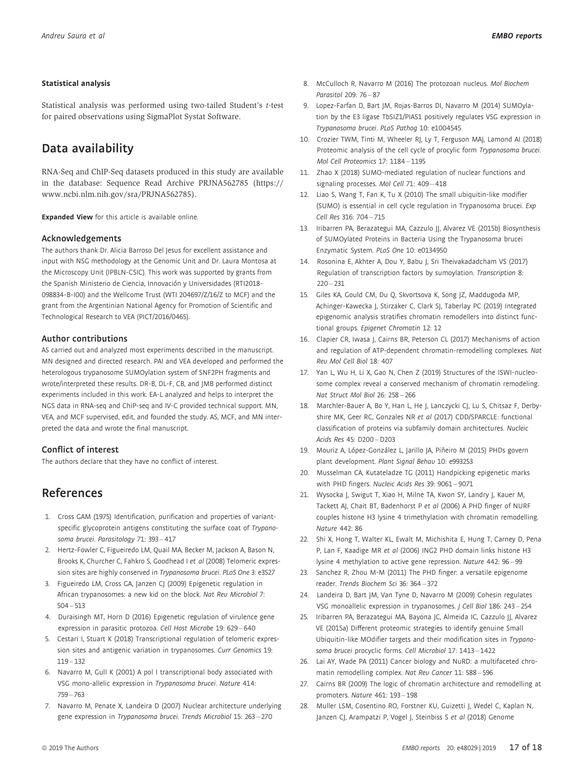#### Statistical analysis

Statistical analysis was performed using two-tailed Student's *t*-test for paired observations using SigmaPlot Systat Software.

## Data availability

RNA-Seq and ChIP-Seq datasets produced in this study are available in the database: Sequence Read Archive PRJNA562785 (https://www.ncbi.nlm.nih.gov/sra/PRJNA562785).

**Expanded View** for this article is available online.

### Acknowledgements

The authors thank Dr. Alicia Barroso Del Jesus for excellent assistance and input with NSG methodology at the Genomic Unit and Dr. Laura Montosa at the Microscopy Unit (IPBLN-CSIC). This work was supported by grants from the Spanish Ministerio de Ciencia, Innovación y Universidades (RTI2018-098834-B-I00) and the Wellcome Trust (WTI 204697/Z/16/Z to MCF) and the grant from the Argentinian National Agency for Promotion of Scientific and Technological Research to VEA (PICT/2016/0465).

### Author contributions

AS carried out and analyzed most experiments described in the manuscript. MN designed and directed research. PAI and VEA developed and performed the heterologous trypanosome SUMOylation system of SNF2PH fragments and wrote/interpreted these results. DR-B, DL-F, CB, and JMB performed distinct experiments included in this work. EA-L analyzed and helps to interpret the NGS data in RNA-seq and ChIP-seq and IV-C provided technical support. MN, VEA, and MCF supervised, edit, and founded the study. AS, MCF, and MN interpreted the data and wrote the final manuscript.

### Conflict of interest

The authors declare that they have no conflict of interest.

## References

1. Cross GAM (1975) Identification, purification and properties of variant-specific glycoprotein antigens constituting the surface coat of *Trypanosoma brucei*. *Parasitology* 71: 393 – 417
2. Hertz-Fowler C, Figueiredo LM, Quail MA, Becker M, Jackson A, Bason N, Brooks K, Churcher C, Fahkro S, Goodhead I *et al* (2008) Telomeric expression sites are highly conserved in *Trypanosoma brucei*. *PLoS One* 3: e3527
3. Figueiredo LM, Cross GA, Janzen CJ (2009) Epigenetic regulation in African trypanosomes: a new kid on the block. *Nat Rev Microbiol* 7: 504 – 513
4. Duraisingh MT, Horn D (2016) Epigenetic regulation of virulence gene expression in parasitic protozoa. *Cell Host Microbe* 19: 629 – 640
5. Cestari I, Stuart K (2018) Transcriptional regulation of telomeric expression sites and antigenic variation in trypanosomes. *Curr Genomics* 19: 119 – 132
6. Navarro M, Gull K (2001) A pol I transcriptional body associated with VSG mono-allelic expression in *Trypanosoma brucei*. *Nature* 414: 759 – 763
7. Navarro M, Penate X, Landeira D (2007) Nuclear architecture underlying gene expression in *Trypanosoma brucei*. *Trends Microbiol* 15: 263 – 270
8. McCulloch R, Navarro M (2016) The protozoan nucleus. *Mol Biochem Parasitol* 209: 76 – 87
9. Lopez-Farfan D, Bart JM, Rojas-Barros DI, Navarro M (2014) SUMOylation by the E3 ligase TbSIZ1/PIAS1 positively regulates VSG expression in *Trypanosoma brucei*. *PLoS Pathog* 10: e1004545
10. Crozier TWM, Tinti M, Wheeler RJ, Ly T, Ferguson MAJ, Lamond AI (2018) Proteomic analysis of the cell cycle of procylic form *Trypanosoma brucei*. *Mol Cell Proteomics* 17: 1184 – 1195
11. Zhao X (2018) SUMO-mediated regulation of nuclear functions and signaling processes. *Mol Cell* 71: 409 – 418
12. Liao S, Wang T, Fan K, Tu X (2010) The small ubiquitin-like modifier (SUMO) is essential in cell cycle regulation in Trypanosoma brucei. *Exp Cell Res* 316: 704 – 715
13. Iribarren PA, Berazategui MA, Cazzulo JJ, Alvarez VE (2015b) Biosynthesis of SUMOylated Proteins in Bacteria Using the Trypanosoma brucei Enzymatic System. *PLoS One* 10: e0134950
14. Rosonina E, Akhter A, Dou Y, Babu J, Sri Theivakadadcham VS (2017) Regulation of transcription factors by sumoylation. *Transcription* 8: 220 – 231
15. Giles KA, Gould CM, Du Q, Skvortsova K, Song JZ, Maddugoda MP, Achinger-Kawecka J, Stirzaker C, Clark SJ, Taberlay PC (2019) Integrated epigenomic analysis stratifies chromatin remodellers into distinct functional groups. *Epigenet Chromatin* 12: 12
16. Clapier CR, Iwasa J, Cairns BR, Peterson CL (2017) Mechanisms of action and regulation of ATP-dependent chromatin-remodelling complexes. *Nat Rev Mol Cell Biol* 18: 407
17. Yan L, Wu H, Li X, Gao N, Chen Z (2019) Structures of the ISWI-nucleosome complex reveal a conserved mechanism of chromatin remodeling. *Nat Struct Mol Biol* 26: 258 – 266
18. Marchler-Bauer A, Bo Y, Han L, He J, Lanczycki CJ, Lu S, Chitsaz F, Derbyshire MK, Geer RC, Gonzales NR *et al* (2017) CDD/SPARCLE: functional classification of proteins via subfamily domain architectures. *Nucleic Acids Res* 45: D200 – D203
19. Mouriz A, López-González L, Jarillo JA, Piñeiro M (2015) PHDs govern plant development. *Plant Signal Behav* 10: e993253
20. Musselman CA, Kutateladze TG (2011) Handpicking epigenetic marks with PHD fingers. *Nucleic Acids Res* 39: 9061 – 9071
21. Wysocka J, Swigut T, Xiao H, Milne TA, Kwon SY, Landry J, Kauer M, Tackett AJ, Chait BT, Badenhorst P *et al* (2006) A PHD finger of NURF couples histone H3 lysine 4 trimethylation with chromatin remodelling. *Nature* 442: 86
22. Shi X, Hong T, Walter KL, Ewalt M, Michishita E, Hung T, Carney D, Pena P, Lan F, Kaadige MR *et al* (2006) ING2 PHD domain links histone H3 lysine 4 methylation to active gene repression. *Nature* 442: 96 – 99
23. Sanchez R, Zhou M-M (2011) The PHD finger: a versatile epigenome reader. *Trends Biochem Sci* 36: 364 – 372
24. Landeira D, Bart JM, Van Tyne D, Navarro M (2009) Cohesin regulates VSG monoallelic expression in trypanosomes. *J Cell Biol* 186: 243 – 254
25. Iribarren PA, Berazategui MA, Bayona JC, Almeida IC, Cazzulo JJ, Alvarez VE (2015a) Different proteomic strategies to identify genuine Small Ubiquitin-like MOdifier targets and their modification sites in *Trypanosoma brucei* procyclic forms. *Cell Microbiol* 17: 1413 – 1422
26. Lai AY, Wade PA (2011) Cancer biology and NuRD: a multifaceted chromatin remodelling complex. *Nat Rev Cancer* 11: 588 – 596
27. Cairns BR (2009) The logic of chromatin architecture and remodelling at promoters. *Nature* 461: 193 – 198
28. Muller LSM, Cosentino RO, Forstner KU, Guizetti J, Wedel C, Kaplan N, Janzen CJ, Arampatzi P, Vogel J, Steinbiss S *et al* (2018) Genome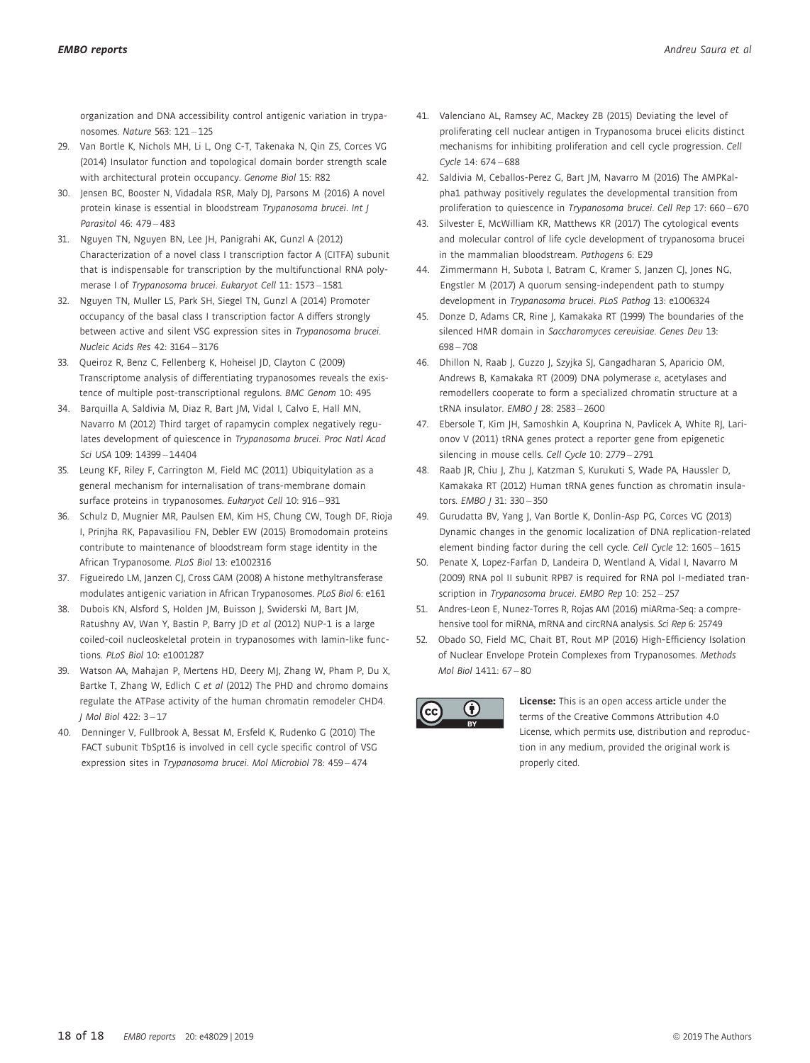organization and DNA accessibility control antigenic variation in trypanosomes. *Nature* 563: 121 – 125

29. Van Bortle K, Nichols MH, Li L, Ong C-T, Takenaka N, Qin ZS, Corces VG (2014) Insulator function and topological domain border strength scale with architectural protein occupancy. *Genome Biol* 15: R82
30. Jensen BC, Booster N, Vidadala RSR, Maly DJ, Parsons M (2016) A novel protein kinase is essential in bloodstream *Trypanosoma brucei*. *Int J Parasitol* 46: 479 – 483
31. Nguyen TN, Nguyen BN, Lee JH, Panigrahi AK, Gunzl A (2012) Characterization of a novel class I transcription factor A (CITFA) subunit that is indispensable for transcription by the multifunctional RNA polymerase I of *Trypanosoma brucei*. *Eukaryot Cell* 11: 1573 – 1581
32. Nguyen TN, Muller LS, Park SH, Siegel TN, Gunzl A (2014) Promoter occupancy of the basal class I transcription factor A differs strongly between active and silent VSG expression sites in *Trypanosoma brucei*. *Nucleic Acids Res* 42: 3164 – 3176
33. Queiroz R, Benz C, Fellenberg K, Hoheisel JD, Clayton C (2009) Transcriptome analysis of differentiating trypanosomes reveals the existence of multiple post-transcriptional regulons. *BMC Genom* 10: 495
34. Barquilla A, Saldivia M, Diaz R, Bart JM, Vidal I, Calvo E, Hall MN, Navarro M (2012) Third target of rapamycin complex negatively regulates development of quiescence in *Trypanosoma brucei*. *Proc Natl Acad Sci USA* 109: 14399 – 14404
35. Leung KF, Riley F, Carrington M, Field MC (2011) Ubiquitylation as a general mechanism for internalisation of trans-membrane domain surface proteins in trypanosomes. *Eukaryot Cell* 10: 916 – 931
36. Schulz D, Mugnier MR, Paulsen EM, Kim HS, Chung CW, Tough DF, Rioja I, Prinjha RK, Papavasiliou FN, Debler EW (2015) Bromodomain proteins contribute to maintenance of bloodstream form stage identity in the African Trypanosome. *PLoS Biol* 13: e1002316
37. Figueiredo LM, Janzen CJ, Cross GAM (2008) A histone methyltransferase modulates antigenic variation in African Trypanosomes. *PLoS Biol* 6: e161
38. Dubois KN, Alsford S, Holden JM, Buisson J, Swiderski M, Bart JM, Ratushny AV, Wan Y, Bastin P, Barry JD *et al* (2012) NUP-1 is a large coiled-coil nucleoskeletal protein in trypanosomes with lamin-like functions. *PLoS Biol* 10: e1001287
39. Watson AA, Mahajan P, Mertens HD, Deery MJ, Zhang W, Pham P, Du X, Bartke T, Zhang W, Edlich C *et al* (2012) The PHD and chromo domains regulate the ATPase activity of the human chromatin remodeler CHD4. *J Mol Biol* 422: 3 – 17
40. Denninger V, Fullbrook A, Bessat M, Ersfeld K, Rudenko G (2010) The FACT subunit TbSpt16 is involved in cell cycle specific control of VSG expression sites in *Trypanosoma brucei*. *Mol Microbiol* 78: 459 – 474
41. Valenciano AL, Ramsey AC, Mackey ZB (2015) Deviating the level of proliferating cell nuclear antigen in Trypanosoma brucei elicits distinct mechanisms for inhibiting proliferation and cell cycle progression. *Cell Cycle* 14: 674 – 688
42. Saldivia M, Ceballos-Perez G, Bart JM, Navarro M (2016) The AMPKalpha1 pathway positively regulates the developmental transition from proliferation to quiescence in *Trypanosoma brucei*. *Cell Rep* 17: 660 – 670
43. Silvester E, McWilliam KR, Matthews KR (2017) The cytological events and molecular control of life cycle development of trypanosoma brucei in the mammalian bloodstream. *Pathogens* 6: E29
44. Zimmermann H, Subota I, Batram C, Kramer S, Janzen CJ, Jones NG, Engstler M (2017) A quorum sensing-independent path to stumpy development in *Trypanosoma brucei*. *PLoS Pathog* 13: e1006324
45. Donze D, Adams CR, Rine J, Kamakaka RT (1999) The boundaries of the silenced HMR domain in *Saccharomyces cerevisiae*. *Genes Dev* 13: 698 – 708
46. Dhillon N, Raab J, Guzzo J, Szyjka SJ, Gangadharan S, Aparicio OM, Andrews B, Kamakaka RT (2009) DNA polymerase ε, acetylases and remodellers cooperate to form a specialized chromatin structure at a tRNA insulator. *EMBO J* 28: 2583 – 2600
47. Ebersole T, Kim JH, Samoshkin A, Kouprina N, Pavlicek A, White RJ, Larionov V (2011) tRNA genes protect a reporter gene from epigenetic silencing in mouse cells. *Cell Cycle* 10: 2779 – 2791
48. Raab JR, Chiu J, Zhu J, Katzman S, Kurukuti S, Wade PA, Haussler D, Kamakaka RT (2012) Human tRNA genes function as chromatin insulators. *EMBO J* 31: 330 – 350
49. Gurudatta BV, Yang J, Van Bortle K, Donlin-Asp PG, Corces VG (2013) Dynamic changes in the genomic localization of DNA replication-related element binding factor during the cell cycle. *Cell Cycle* 12: 1605 – 1615
50. Penate X, Lopez-Farfan D, Landeira D, Wentland A, Vidal I, Navarro M (2009) RNA pol II subunit RPB7 is required for RNA pol I-mediated transcription in *Trypanosoma brucei*. *EMBO Rep* 10: 252 – 257
51. Andres-Leon E, Nunez-Torres R, Rojas AM (2016) miARma-Seq: a comprehensive tool for miRNA, mRNA and circRNA analysis. *Sci Rep* 6: 25749
52. Obado SO, Field MC, Chait BT, Rout MP (2016) High-Efficiency Isolation of Nuclear Envelope Protein Complexes from Trypanosomes. *Methods Mol Biol* 1411: 67 – 80

**License:** This is an open access article under the terms of the Creative Commons Attribution 4.0 License, which permits use, distribution and reproduction in any medium, provided the original work is properly cited.